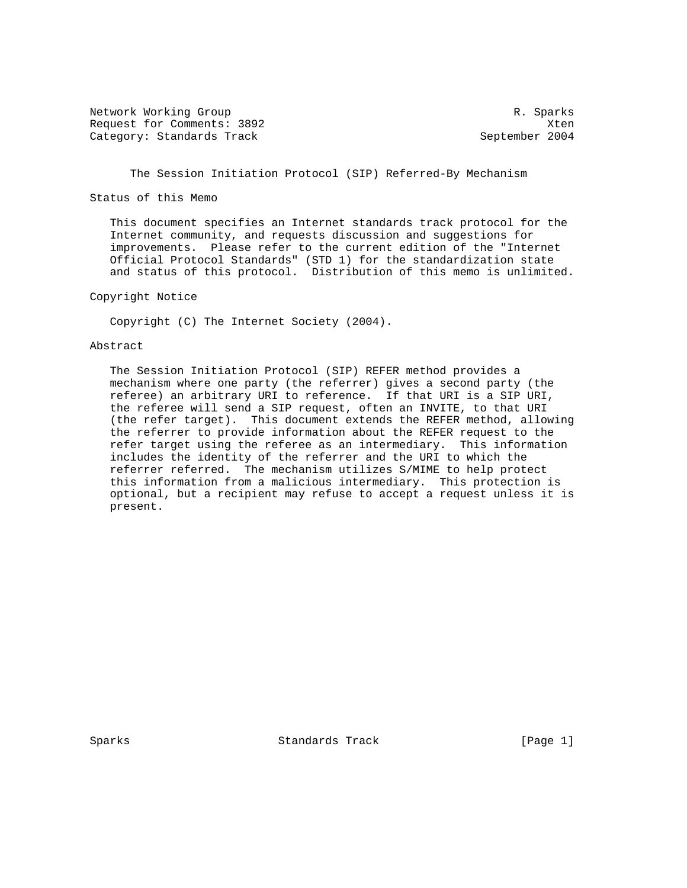Network Working Group R. Sparks
Request for Comments: 3892 Xten
Category: Standards Track September 2004

# The Session Initiation Protocol (SIP) Referred-By Mechanism

## Status of this Memo

This document specifies an Internet standards track protocol for the Internet community, and requests discussion and suggestions for improvements. Please refer to the current edition of the "Internet Official Protocol Standards" (STD 1) for the standardization state and status of this protocol. Distribution of this memo is unlimited.

## Copyright Notice

Copyright (C) The Internet Society (2004).

## Abstract

The Session Initiation Protocol (SIP) REFER method provides a mechanism where one party (the referrer) gives a second party (the referee) an arbitrary URI to reference. If that URI is a SIP URI, the referee will send a SIP request, often an INVITE, to that URI (the refer target). This document extends the REFER method, allowing the referrer to provide information about the REFER request to the refer target using the referee as an intermediary. This information includes the identity of the referrer and the URI to which the referrer referred. The mechanism utilizes S/MIME to help protect this information from a malicious intermediary. This protection is optional, but a recipient may refuse to accept a request unless it is present.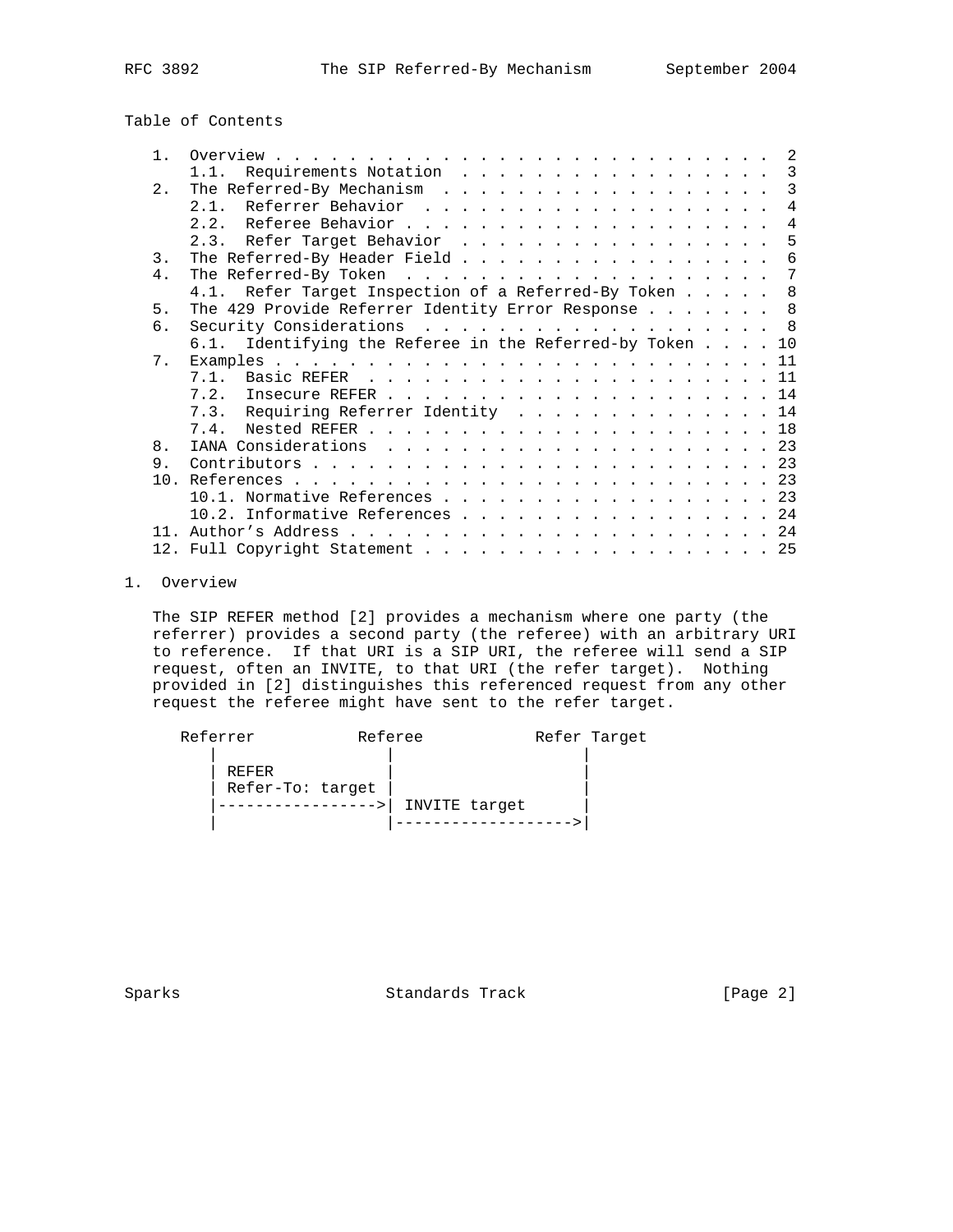Table of Contents

```
   1.  Overview . . . . . . . . . . . . . . . . . . . . . . . . . . .  2
       1.1.  Requirements Notation  . . . . . . . . . . . . . . . . .  3
   2.  The Referred-By Mechanism  . . . . . . . . . . . . . . . . . .  3
       2.1.  Referrer Behavior  . . . . . . . . . . . . . . . . . . .  4
       2.2.  Referee Behavior . . . . . . . . . . . . . . . . . . . .  4
       2.3.  Refer Target Behavior  . . . . . . . . . . . . . . . . .  5
   3.  The Referred-By Header Field . . . . . . . . . . . . . . . . .  6
   4.  The Referred-By Token  . . . . . . . . . . . . . . . . . . . .  7
       4.1.  Refer Target Inspection of a Referred-By Token . . . . .  8
   5.  The 429 Provide Referrer Identity Error Response . . . . . . .  8
   6.  Security Considerations  . . . . . . . . . . . . . . . . . . .  8
       6.1.  Identifying the Referee in the Referred-by Token . . . . 10
   7.  Examples . . . . . . . . . . . . . . . . . . . . . . . . . . . 11
       7.1.  Basic REFER  . . . . . . . . . . . . . . . . . . . . . . 11
       7.2.  Insecure REFER . . . . . . . . . . . . . . . . . . . . . 14
       7.3.  Requiring Referrer Identity  . . . . . . . . . . . . . . 14
       7.4.  Nested REFER . . . . . . . . . . . . . . . . . . . . . . 18
   8.  IANA Considerations  . . . . . . . . . . . . . . . . . . . . . 23
   9.  Contributors . . . . . . . . . . . . . . . . . . . . . . . . . 23
   10. References . . . . . . . . . . . . . . . . . . . . . . . . . . 23
       10.1. Normative References . . . . . . . . . . . . . . . . . . 23
       10.2. Informative References . . . . . . . . . . . . . . . . . 24
   11. Author's Address . . . . . . . . . . . . . . . . . . . . . . . 24
   12. Full Copyright Statement . . . . . . . . . . . . . . . . . . . 25
```

## 1. Overview

The SIP REFER method [2] provides a mechanism where one party (the referrer) provides a second party (the referee) with an arbitrary URI to reference. If that URI is a SIP URI, the referee will send a SIP request, often an INVITE, to that URI (the refer target). Nothing provided in [2] distinguishes this referenced request from any other request the referee might have sent to the refer target.

```
     Referrer           Referee            Refer Target
        |                  |                    |
        | REFER            |                    |
        | Refer-To: target |                    |
        |----------------->| INVITE target      |
        |                  |------------------->|
```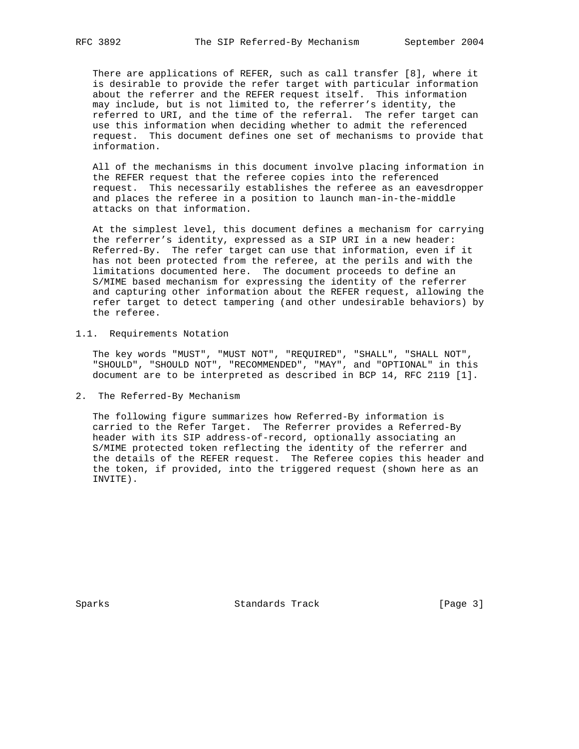There are applications of REFER, such as call transfer [8], where it is desirable to provide the refer target with particular information about the referrer and the REFER request itself. This information may include, but is not limited to, the referrer's identity, the referred to URI, and the time of the referral. The refer target can use this information when deciding whether to admit the referenced request. This document defines one set of mechanisms to provide that information.

All of the mechanisms in this document involve placing information in the REFER request that the referee copies into the referenced request. This necessarily establishes the referee as an eavesdropper and places the referee in a position to launch man-in-the-middle attacks on that information.

At the simplest level, this document defines a mechanism for carrying the referrer's identity, expressed as a SIP URI in a new header: Referred-By. The refer target can use that information, even if it has not been protected from the referee, at the perils and with the limitations documented here. The document proceeds to define an S/MIME based mechanism for expressing the identity of the referrer and capturing other information about the REFER request, allowing the refer target to detect tampering (and other undesirable behaviors) by the referee.

### 1.1. Requirements Notation

The key words "MUST", "MUST NOT", "REQUIRED", "SHALL", "SHALL NOT", "SHOULD", "SHOULD NOT", "RECOMMENDED", "MAY", and "OPTIONAL" in this document are to be interpreted as described in BCP 14, RFC 2119 [1].

## 2. The Referred-By Mechanism

The following figure summarizes how Referred-By information is carried to the Refer Target. The Referrer provides a Referred-By header with its SIP address-of-record, optionally associating an S/MIME protected token reflecting the identity of the referrer and the details of the REFER request. The Referee copies this header and the token, if provided, into the triggered request (shown here as an INVITE).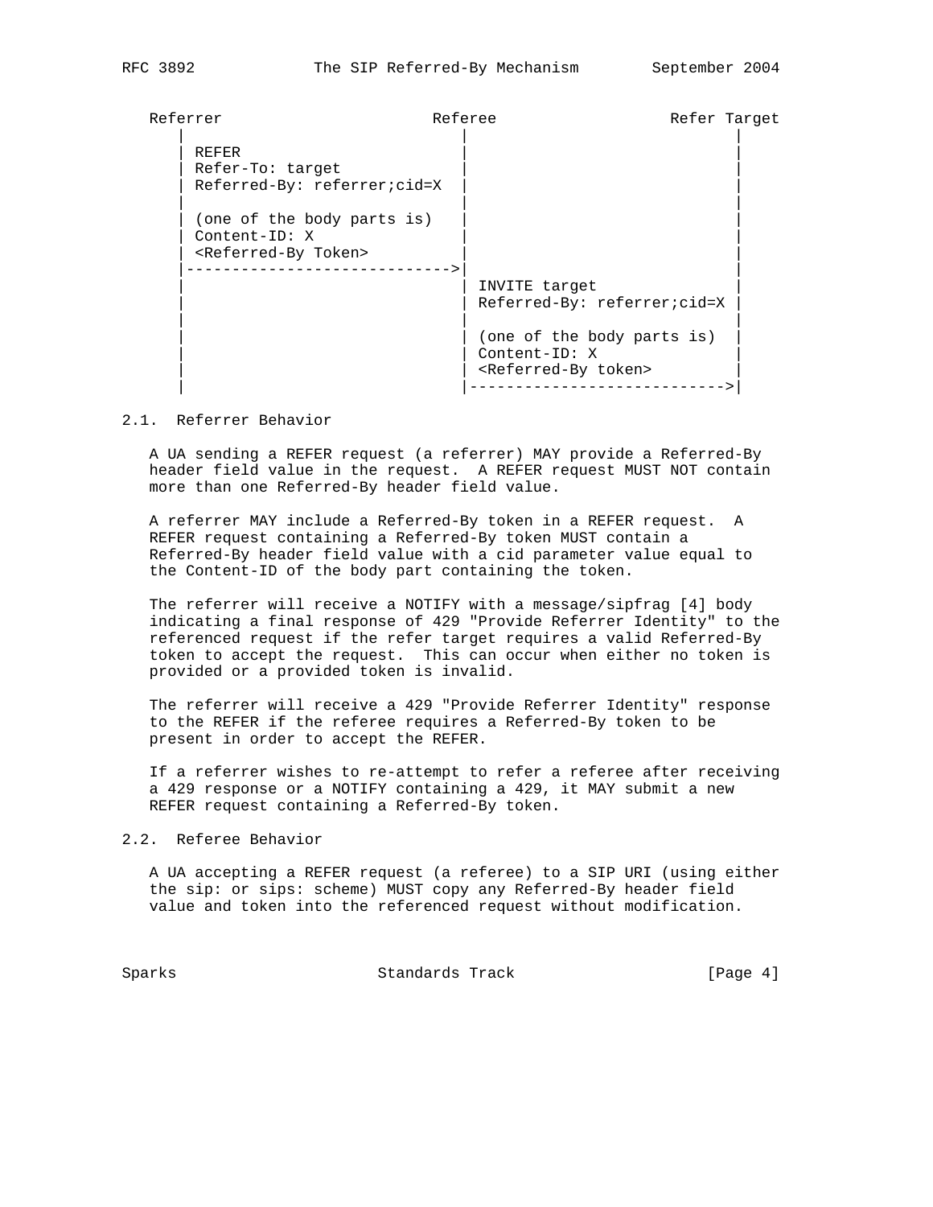```
   Referrer                        Referee                 Refer Target
      |                               |                               |
      | REFER                         |                               |
      | Refer-To: target              |                               |
      | Referred-By: referrer;cid=X   |                               |
      |                               |                               |
      | (one of the body parts is)    |                               |
      | Content-ID: X                 |                               |
      | <Referred-By Token>           |                               |
      |------------------------------>|                               |
      |                               | INVITE target                 |
      |                               | Referred-By: referrer;cid=X   |
      |                               |                               |
      |                               | (one of the body parts is)    |
      |                               | Content-ID: X                 |
      |                               | <Referred-By token>           |
      |                               |------------------------------>|
```

### 2.1. Referrer Behavior

A UA sending a REFER request (a referrer) MAY provide a Referred-By header field value in the request. A REFER request MUST NOT contain more than one Referred-By header field value.

A referrer MAY include a Referred-By token in a REFER request. A REFER request containing a Referred-By token MUST contain a Referred-By header field value with a cid parameter value equal to the Content-ID of the body part containing the token.

The referrer will receive a NOTIFY with a message/sipfrag [4] body indicating a final response of 429 "Provide Referrer Identity" to the referenced request if the refer target requires a valid Referred-By token to accept the request. This can occur when either no token is provided or a provided token is invalid.

The referrer will receive a 429 "Provide Referrer Identity" response to the REFER if the referee requires a Referred-By token to be present in order to accept the REFER.

If a referrer wishes to re-attempt to refer a referee after receiving a 429 response or a NOTIFY containing a 429, it MAY submit a new REFER request containing a Referred-By token.

### 2.2. Referee Behavior

A UA accepting a REFER request (a referee) to a SIP URI (using either the sip: or sips: scheme) MUST copy any Referred-By header field value and token into the referenced request without modification.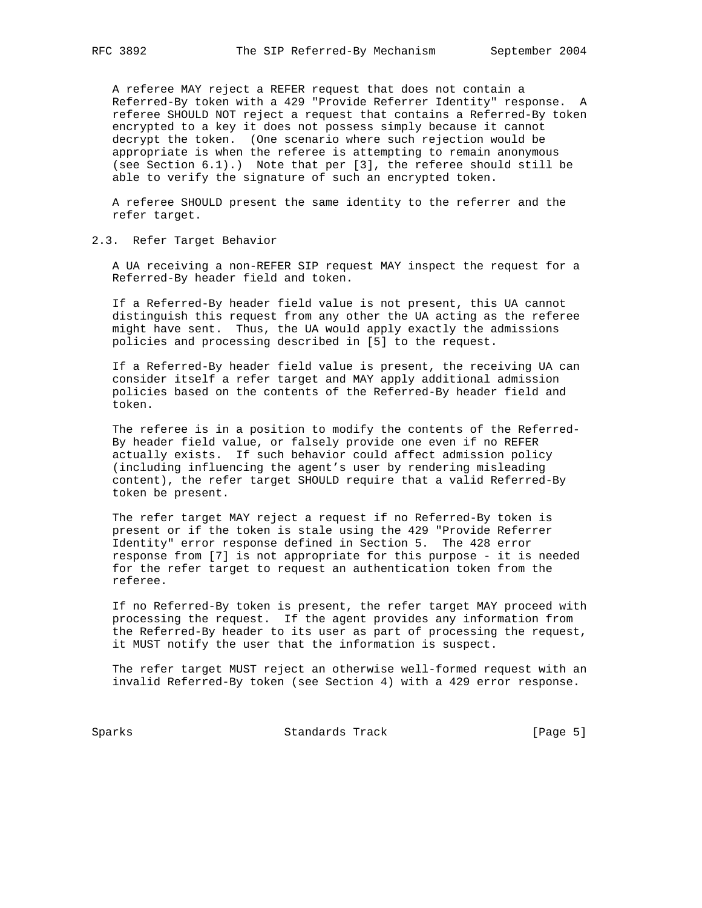A referee MAY reject a REFER request that does not contain a Referred-By token with a 429 "Provide Referrer Identity" response. A referee SHOULD NOT reject a request that contains a Referred-By token encrypted to a key it does not possess simply because it cannot decrypt the token. (One scenario where such rejection would be appropriate is when the referee is attempting to remain anonymous (see Section 6.1).) Note that per [3], the referee should still be able to verify the signature of such an encrypted token.

A referee SHOULD present the same identity to the referrer and the refer target.

### 2.3. Refer Target Behavior

A UA receiving a non-REFER SIP request MAY inspect the request for a Referred-By header field and token.

If a Referred-By header field value is not present, this UA cannot distinguish this request from any other the UA acting as the referee might have sent. Thus, the UA would apply exactly the admissions policies and processing described in [5] to the request.

If a Referred-By header field value is present, the receiving UA can consider itself a refer target and MAY apply additional admission policies based on the contents of the Referred-By header field and token.

The referee is in a position to modify the contents of the Referred-By header field value, or falsely provide one even if no REFER actually exists. If such behavior could affect admission policy (including influencing the agent's user by rendering misleading content), the refer target SHOULD require that a valid Referred-By token be present.

The refer target MAY reject a request if no Referred-By token is present or if the token is stale using the 429 "Provide Referrer Identity" error response defined in Section 5. The 428 error response from [7] is not appropriate for this purpose - it is needed for the refer target to request an authentication token from the referee.

If no Referred-By token is present, the refer target MAY proceed with processing the request. If the agent provides any information from the Referred-By header to its user as part of processing the request, it MUST notify the user that the information is suspect.

The refer target MUST reject an otherwise well-formed request with an invalid Referred-By token (see Section 4) with a 429 error response.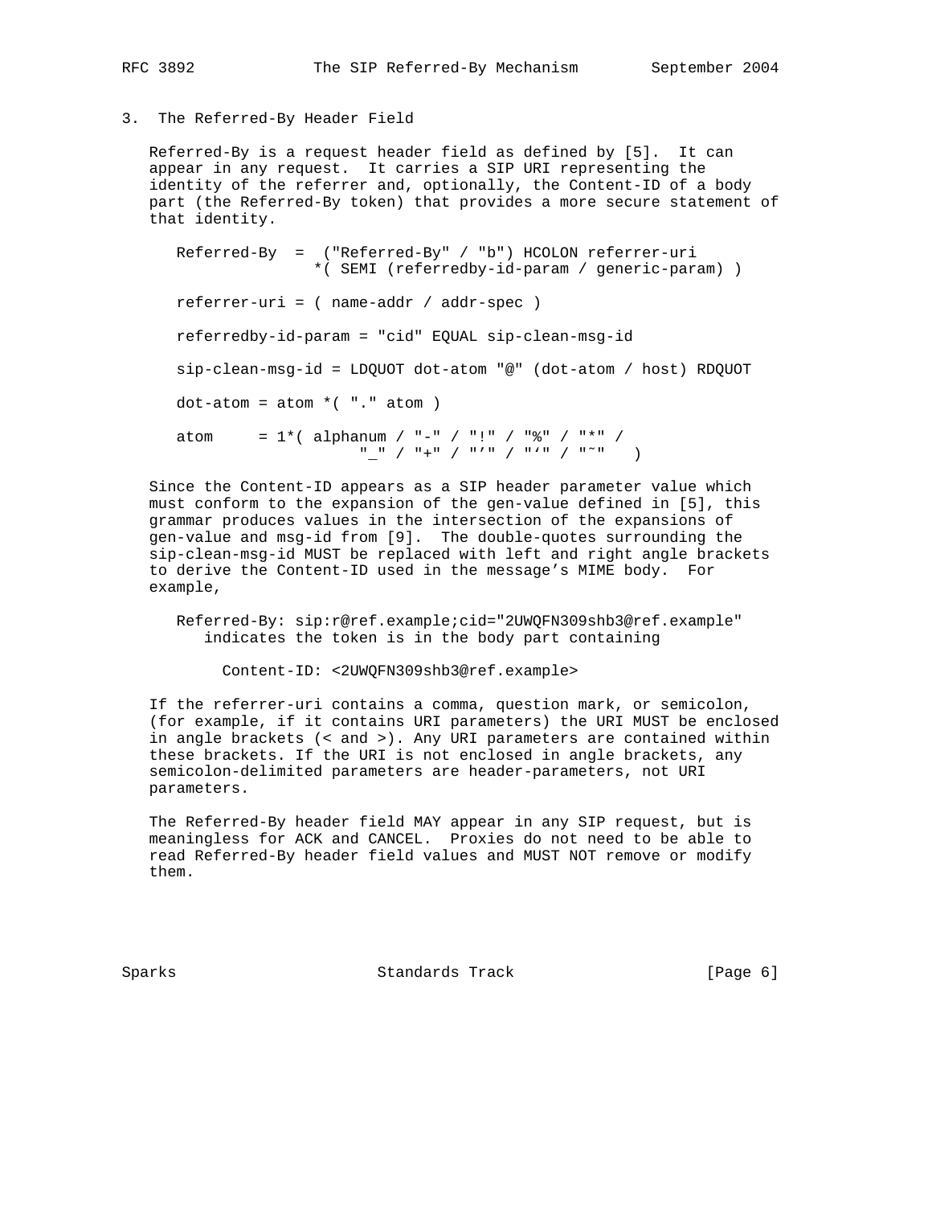## 3. The Referred-By Header Field

Referred-By is a request header field as defined by [5]. It can appear in any request. It carries a SIP URI representing the identity of the referrer and, optionally, the Content-ID of a body part (the Referred-By token) that provides a more secure statement of that identity.

```
Referred-By  =  ("Referred-By" / "b") HCOLON referrer-uri
                 *( SEMI (referredby-id-param / generic-param) )

referrer-uri = ( name-addr / addr-spec )

referredby-id-param = "cid" EQUAL sip-clean-msg-id

sip-clean-msg-id = LDQUOT dot-atom "@" (dot-atom / host) RDQUOT

dot-atom = atom *( "." atom )

atom     = 1*( alphanum / "-" / "!" / "%" / "*" /
                    "_" / "+" / "'" / "`" / "~"   )
```

Since the Content-ID appears as a SIP header parameter value which must conform to the expansion of the gen-value defined in [5], this grammar produces values in the intersection of the expansions of gen-value and msg-id from [9]. The double-quotes surrounding the sip-clean-msg-id MUST be replaced with left and right angle brackets to derive the Content-ID used in the message's MIME body. For example,

```
Referred-By: sip:r@ref.example;cid="2UWQFN309shb3@ref.example"
   indicates the token is in the body part containing

     Content-ID: <2UWQFN309shb3@ref.example>
```

If the referrer-uri contains a comma, question mark, or semicolon, (for example, if it contains URI parameters) the URI MUST be enclosed in angle brackets (< and >). Any URI parameters are contained within these brackets. If the URI is not enclosed in angle brackets, any semicolon-delimited parameters are header-parameters, not URI parameters.

The Referred-By header field MAY appear in any SIP request, but is meaningless for ACK and CANCEL. Proxies do not need to be able to read Referred-By header field values and MUST NOT remove or modify them.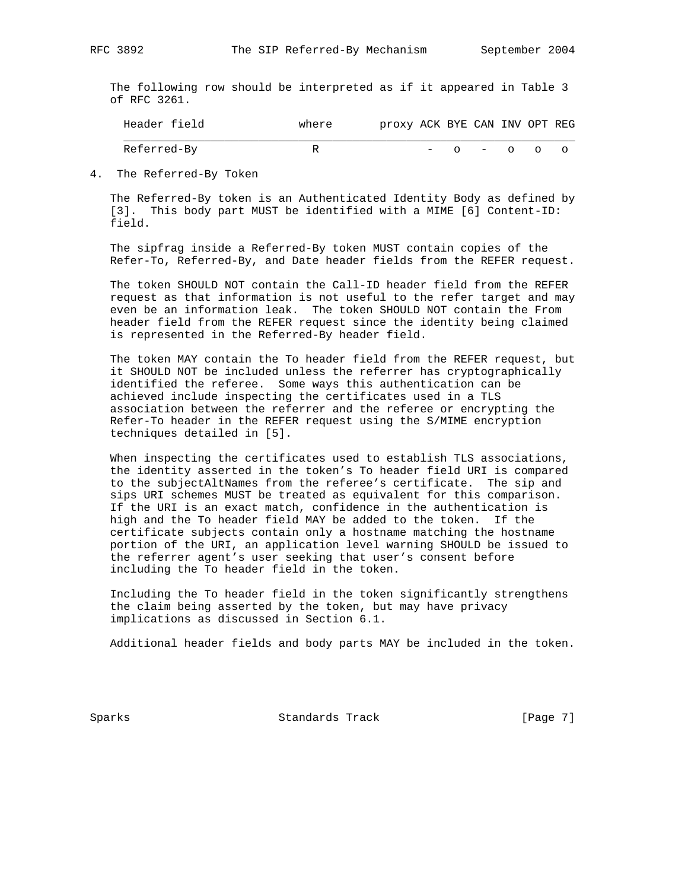The following row should be interpreted as if it appeared in Table 3 of RFC 3261.

| Header field | where | proxy | ACK | BYE | CAN | INV | OPT | REG |
|---|---|---|---|---|---|---|---|---|
| Referred-By | R | | - | o | - | o | o | o |

## 4. The Referred-By Token

The Referred-By token is an Authenticated Identity Body as defined by [3]. This body part MUST be identified with a MIME [6] Content-ID: field.

The sipfrag inside a Referred-By token MUST contain copies of the Refer-To, Referred-By, and Date header fields from the REFER request.

The token SHOULD NOT contain the Call-ID header field from the REFER request as that information is not useful to the refer target and may even be an information leak. The token SHOULD NOT contain the From header field from the REFER request since the identity being claimed is represented in the Referred-By header field.

The token MAY contain the To header field from the REFER request, but it SHOULD NOT be included unless the referrer has cryptographically identified the referee. Some ways this authentication can be achieved include inspecting the certificates used in a TLS association between the referrer and the referee or encrypting the Refer-To header in the REFER request using the S/MIME encryption techniques detailed in [5].

When inspecting the certificates used to establish TLS associations, the identity asserted in the token's To header field URI is compared to the subjectAltNames from the referee's certificate. The sip and sips URI schemes MUST be treated as equivalent for this comparison. If the URI is an exact match, confidence in the authentication is high and the To header field MAY be added to the token. If the certificate subjects contain only a hostname matching the hostname portion of the URI, an application level warning SHOULD be issued to the referrer agent's user seeking that user's consent before including the To header field in the token.

Including the To header field in the token significantly strengthens the claim being asserted by the token, but may have privacy implications as discussed in Section 6.1.

Additional header fields and body parts MAY be included in the token.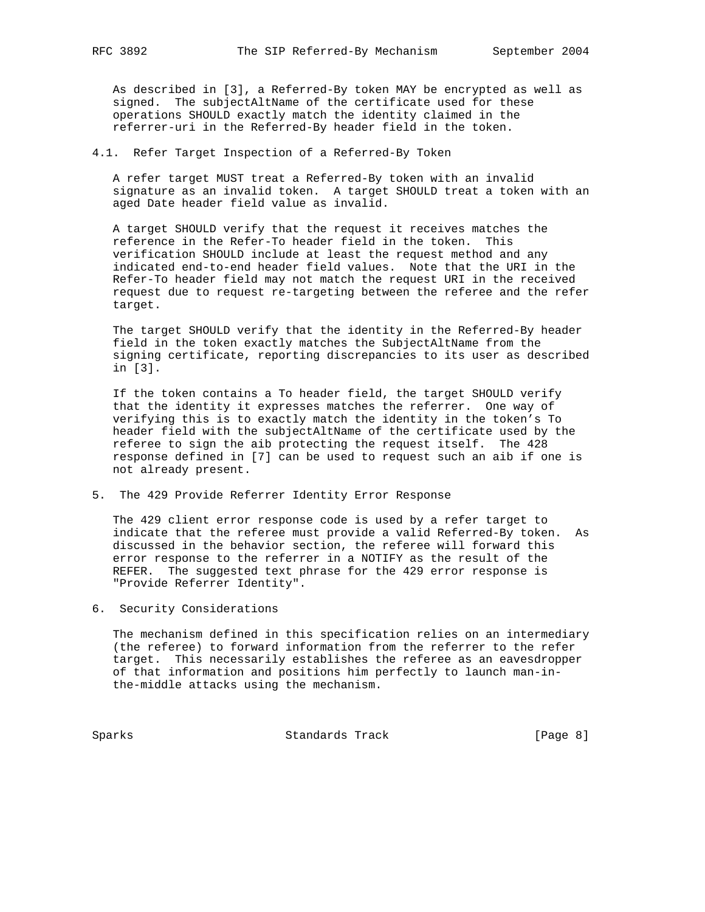As described in [3], a Referred-By token MAY be encrypted as well as signed. The subjectAltName of the certificate used for these operations SHOULD exactly match the identity claimed in the referrer-uri in the Referred-By header field in the token.

## 4.1. Refer Target Inspection of a Referred-By Token

A refer target MUST treat a Referred-By token with an invalid signature as an invalid token. A target SHOULD treat a token with an aged Date header field value as invalid.

A target SHOULD verify that the request it receives matches the reference in the Refer-To header field in the token. This verification SHOULD include at least the request method and any indicated end-to-end header field values. Note that the URI in the Refer-To header field may not match the request URI in the received request due to request re-targeting between the referee and the refer target.

The target SHOULD verify that the identity in the Referred-By header field in the token exactly matches the SubjectAltName from the signing certificate, reporting discrepancies to its user as described in [3].

If the token contains a To header field, the target SHOULD verify that the identity it expresses matches the referrer. One way of verifying this is to exactly match the identity in the token's To header field with the subjectAltName of the certificate used by the referee to sign the aib protecting the request itself. The 428 response defined in [7] can be used to request such an aib if one is not already present.

# 5. The 429 Provide Referrer Identity Error Response

The 429 client error response code is used by a refer target to indicate that the referee must provide a valid Referred-By token. As discussed in the behavior section, the referee will forward this error response to the referrer in a NOTIFY as the result of the REFER. The suggested text phrase for the 429 error response is "Provide Referrer Identity".

# 6. Security Considerations

The mechanism defined in this specification relies on an intermediary (the referee) to forward information from the referrer to the refer target. This necessarily establishes the referee as an eavesdropper of that information and positions him perfectly to launch man-in-the-middle attacks using the mechanism.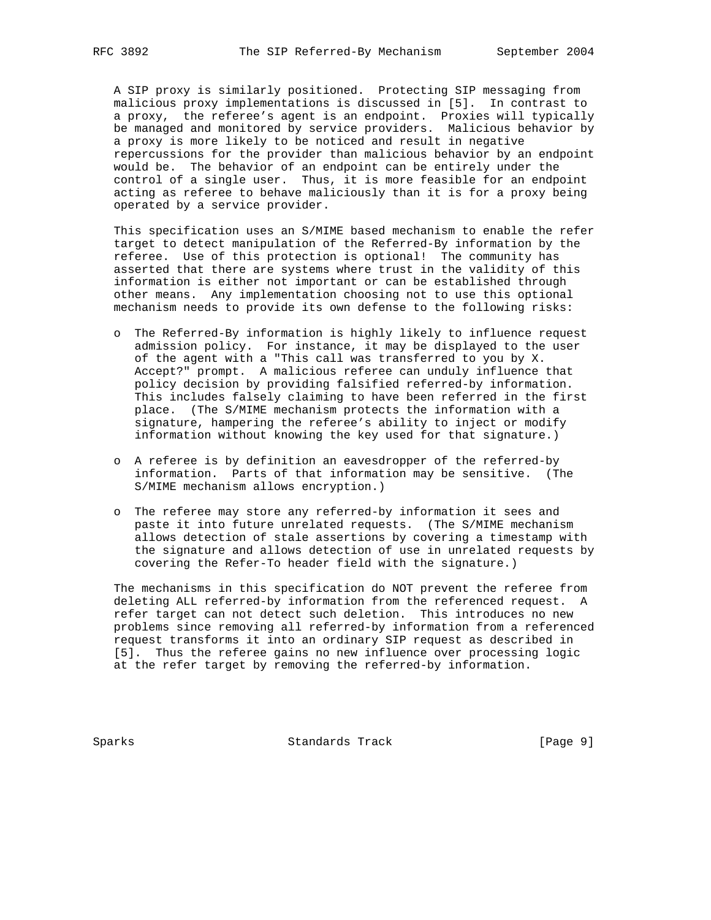A SIP proxy is similarly positioned. Protecting SIP messaging from malicious proxy implementations is discussed in [5]. In contrast to a proxy, the referee's agent is an endpoint. Proxies will typically be managed and monitored by service providers. Malicious behavior by a proxy is more likely to be noticed and result in negative repercussions for the provider than malicious behavior by an endpoint would be. The behavior of an endpoint can be entirely under the control of a single user. Thus, it is more feasible for an endpoint acting as referee to behave maliciously than it is for a proxy being operated by a service provider.

This specification uses an S/MIME based mechanism to enable the refer target to detect manipulation of the Referred-By information by the referee. Use of this protection is optional! The community has asserted that there are systems where trust in the validity of this information is either not important or can be established through other means. Any implementation choosing not to use this optional mechanism needs to provide its own defense to the following risks:

- The Referred-By information is highly likely to influence request admission policy. For instance, it may be displayed to the user of the agent with a "This call was transferred to you by X. Accept?" prompt. A malicious referee can unduly influence that policy decision by providing falsified referred-by information. This includes falsely claiming to have been referred in the first place. (The S/MIME mechanism protects the information with a signature, hampering the referee's ability to inject or modify information without knowing the key used for that signature.)

- A referee is by definition an eavesdropper of the referred-by information. Parts of that information may be sensitive. (The S/MIME mechanism allows encryption.)

- The referee may store any referred-by information it sees and paste it into future unrelated requests. (The S/MIME mechanism allows detection of stale assertions by covering a timestamp with the signature and allows detection of use in unrelated requests by covering the Refer-To header field with the signature.)

The mechanisms in this specification do NOT prevent the referee from deleting ALL referred-by information from the referenced request. A refer target can not detect such deletion. This introduces no new problems since removing all referred-by information from a referenced request transforms it into an ordinary SIP request as described in [5]. Thus the referee gains no new influence over processing logic at the refer target by removing the referred-by information.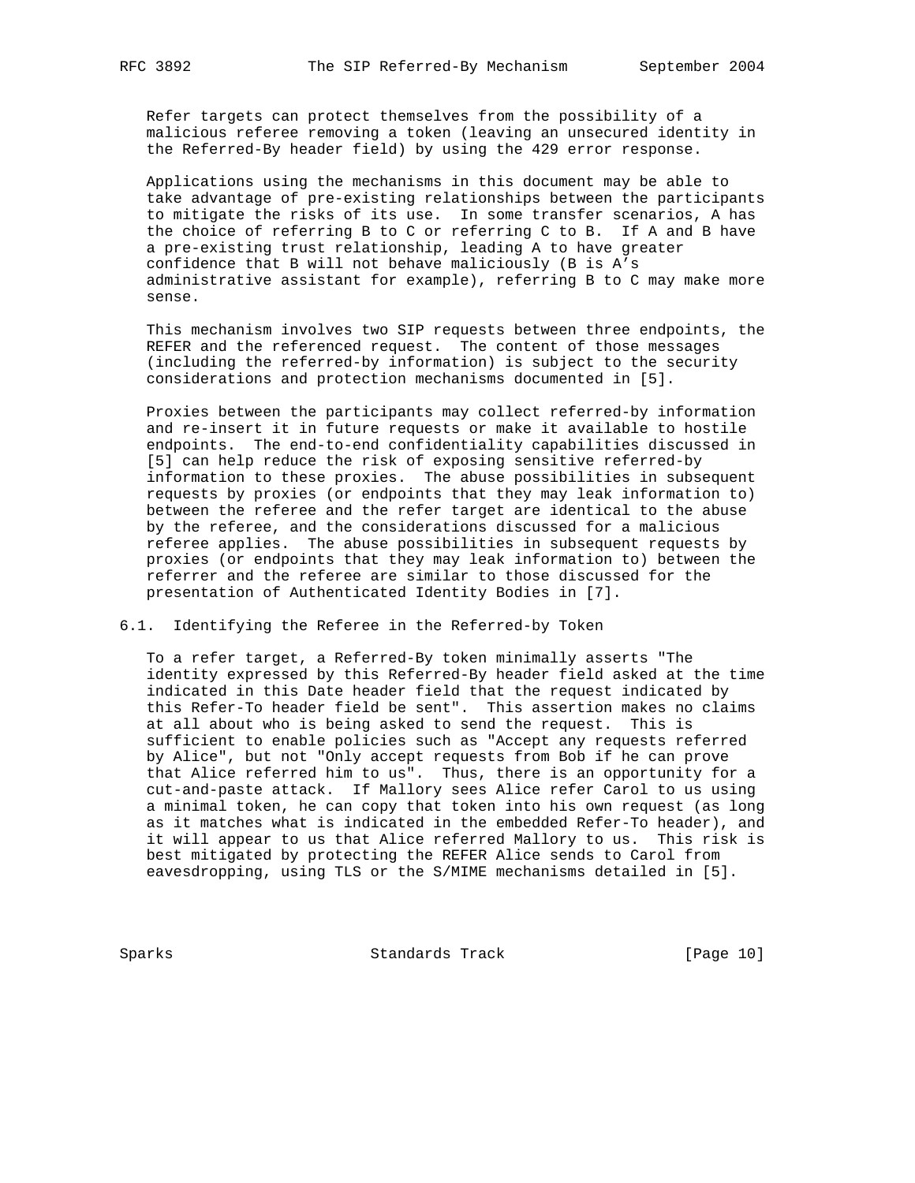Refer targets can protect themselves from the possibility of a malicious referee removing a token (leaving an unsecured identity in the Referred-By header field) by using the 429 error response.

Applications using the mechanisms in this document may be able to take advantage of pre-existing relationships between the participants to mitigate the risks of its use. In some transfer scenarios, A has the choice of referring B to C or referring C to B. If A and B have a pre-existing trust relationship, leading A to have greater confidence that B will not behave maliciously (B is A's administrative assistant for example), referring B to C may make more sense.

This mechanism involves two SIP requests between three endpoints, the REFER and the referenced request. The content of those messages (including the referred-by information) is subject to the security considerations and protection mechanisms documented in [5].

Proxies between the participants may collect referred-by information and re-insert it in future requests or make it available to hostile endpoints. The end-to-end confidentiality capabilities discussed in [5] can help reduce the risk of exposing sensitive referred-by information to these proxies. The abuse possibilities in subsequent requests by proxies (or endpoints that they may leak information to) between the referee and the refer target are identical to the abuse by the referee, and the considerations discussed for a malicious referee applies. The abuse possibilities in subsequent requests by proxies (or endpoints that they may leak information to) between the referrer and the referee are similar to those discussed for the presentation of Authenticated Identity Bodies in [7].

## 6.1. Identifying the Referee in the Referred-by Token

To a refer target, a Referred-By token minimally asserts "The identity expressed by this Referred-By header field asked at the time indicated in this Date header field that the request indicated by this Refer-To header field be sent". This assertion makes no claims at all about who is being asked to send the request. This is sufficient to enable policies such as "Accept any requests referred by Alice", but not "Only accept requests from Bob if he can prove that Alice referred him to us". Thus, there is an opportunity for a cut-and-paste attack. If Mallory sees Alice refer Carol to us using a minimal token, he can copy that token into his own request (as long as it matches what is indicated in the embedded Refer-To header), and it will appear to us that Alice referred Mallory to us. This risk is best mitigated by protecting the REFER Alice sends to Carol from eavesdropping, using TLS or the S/MIME mechanisms detailed in [5].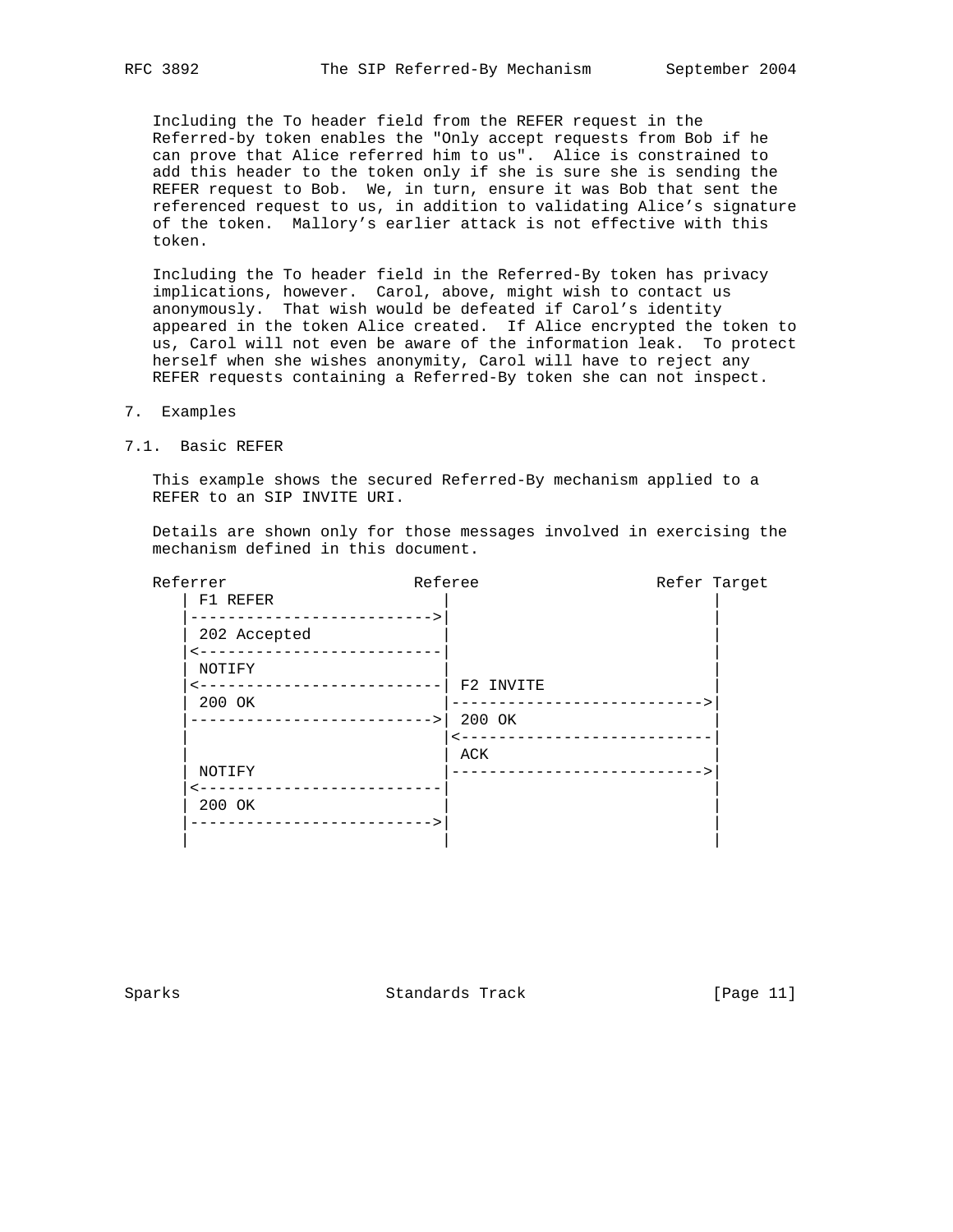Including the To header field from the REFER request in the Referred-by token enables the "Only accept requests from Bob if he can prove that Alice referred him to us". Alice is constrained to add this header to the token only if she is sure she is sending the REFER request to Bob. We, in turn, ensure it was Bob that sent the referenced request to us, in addition to validating Alice's signature of the token. Mallory's earlier attack is not effective with this token.

Including the To header field in the Referred-By token has privacy implications, however. Carol, above, might wish to contact us anonymously. That wish would be defeated if Carol's identity appeared in the token Alice created. If Alice encrypted the token to us, Carol will not even be aware of the information leak. To protect herself when she wishes anonymity, Carol will have to reject any REFER requests containing a Referred-By token she can not inspect.

## 7. Examples

### 7.1. Basic REFER

This example shows the secured Referred-By mechanism applied to a REFER to an SIP INVITE URI.

Details are shown only for those messages involved in exercising the mechanism defined in this document.

```
Referrer                 Referee                  Refer Target
   | F1 REFER                 |                           |
   |------------------------->|                           |
   | 202 Accepted             |                           |
   |<-------------------------|                           |
   | NOTIFY                   |                           |
   |<-------------------------| F2 INVITE                 |
   | 200 OK                   |-------------------------->|
   |------------------------->| 200 OK                    |
   |                          |<--------------------------|
   |                          | ACK                       |
   | NOTIFY                   |-------------------------->|
   |<-------------------------|                           |
   | 200 OK                   |                           |
   |------------------------->|                           |
   |                          |                           |
```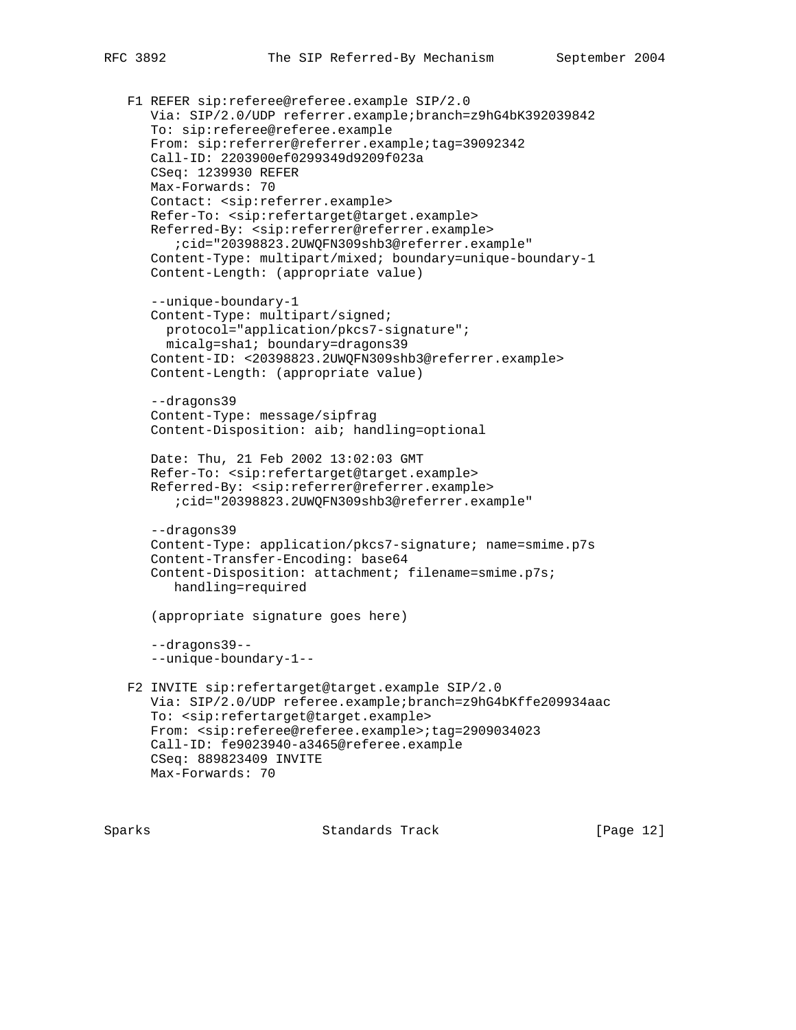```
   F1 REFER sip:referee@referee.example SIP/2.0
      Via: SIP/2.0/UDP referrer.example;branch=z9hG4bK392039842
      To: sip:referee@referee.example
      From: sip:referrer@referrer.example;tag=39092342
      Call-ID: 2203900ef0299349d9209f023a
      CSeq: 1239930 REFER
      Max-Forwards: 70
      Contact: <sip:referrer.example>
      Refer-To: <sip:refertarget@target.example>
      Referred-By: <sip:referrer@referrer.example>
         ;cid="20398823.2UWQFN309shb3@referrer.example"
      Content-Type: multipart/mixed; boundary=unique-boundary-1
      Content-Length: (appropriate value)

      --unique-boundary-1
      Content-Type: multipart/signed;
        protocol="application/pkcs7-signature";
        micalg=sha1; boundary=dragons39
      Content-ID: <20398823.2UWQFN309shb3@referrer.example>
      Content-Length: (appropriate value)

      --dragons39
      Content-Type: message/sipfrag
      Content-Disposition: aib; handling=optional

      Date: Thu, 21 Feb 2002 13:02:03 GMT
      Refer-To: <sip:refertarget@target.example>
      Referred-By: <sip:referrer@referrer.example>
         ;cid="20398823.2UWQFN309shb3@referrer.example"

      --dragons39
      Content-Type: application/pkcs7-signature; name=smime.p7s
      Content-Transfer-Encoding: base64
      Content-Disposition: attachment; filename=smime.p7s;
         handling=required

      (appropriate signature goes here)

      --dragons39--
      --unique-boundary-1--

   F2 INVITE sip:refertarget@target.example SIP/2.0
      Via: SIP/2.0/UDP referee.example;branch=z9hG4bKffe209934aac
      To: <sip:refertarget@target.example>
      From: <sip:referee@referee.example>;tag=2909034023
      Call-ID: fe9023940-a3465@referee.example
      CSeq: 889823409 INVITE
      Max-Forwards: 70
```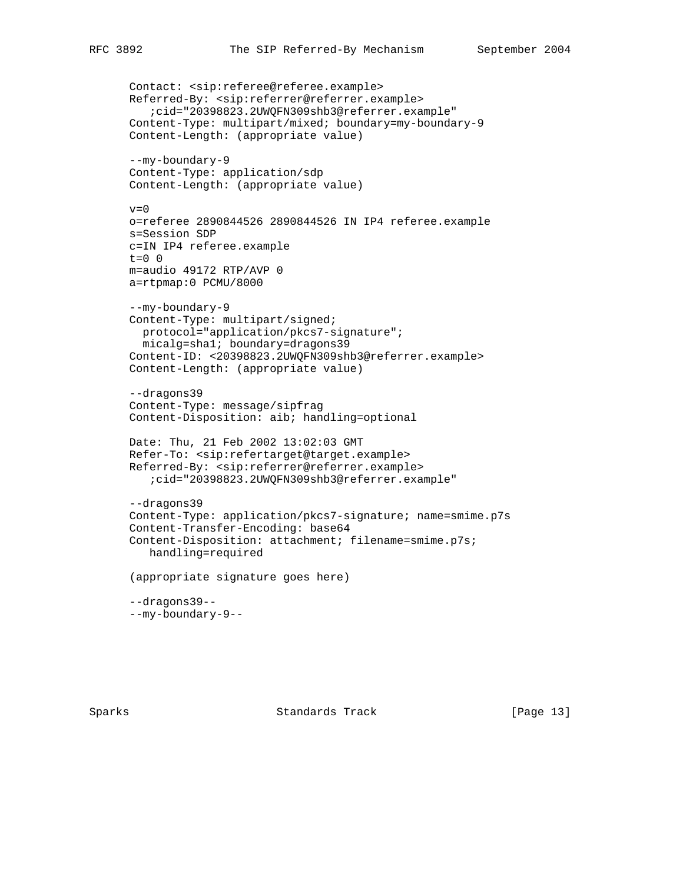```
Contact: <sip:referee@referee.example>
Referred-By: <sip:referrer@referrer.example>
   ;cid="20398823.2UWQFN309shb3@referrer.example"
Content-Type: multipart/mixed; boundary=my-boundary-9
Content-Length: (appropriate value)

--my-boundary-9
Content-Type: application/sdp
Content-Length: (appropriate value)

v=0
o=referee 2890844526 2890844526 IN IP4 referee.example
s=Session SDP
c=IN IP4 referee.example
t=0 0
m=audio 49172 RTP/AVP 0
a=rtpmap:0 PCMU/8000

--my-boundary-9
Content-Type: multipart/signed;
  protocol="application/pkcs7-signature";
  micalg=sha1; boundary=dragons39
Content-ID: <20398823.2UWQFN309shb3@referrer.example>
Content-Length: (appropriate value)

--dragons39
Content-Type: message/sipfrag
Content-Disposition: aib; handling=optional

Date: Thu, 21 Feb 2002 13:02:03 GMT
Refer-To: <sip:refertarget@target.example>
Referred-By: <sip:referrer@referrer.example>
   ;cid="20398823.2UWQFN309shb3@referrer.example"

--dragons39
Content-Type: application/pkcs7-signature; name=smime.p7s
Content-Transfer-Encoding: base64
Content-Disposition: attachment; filename=smime.p7s;
   handling=required

(appropriate signature goes here)

--dragons39--
--my-boundary-9--
```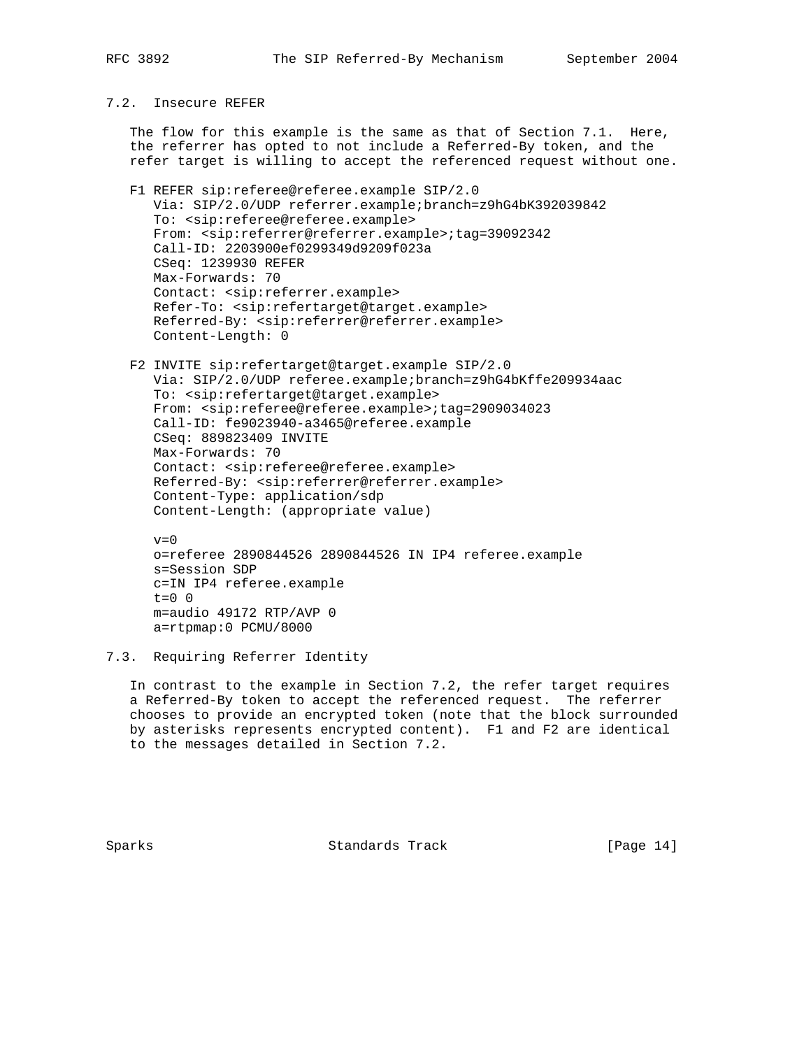### 7.2. Insecure REFER

The flow for this example is the same as that of Section 7.1. Here, the referrer has opted to not include a Referred-By token, and the refer target is willing to accept the referenced request without one.

```
F1 REFER sip:referee@referee.example SIP/2.0
   Via: SIP/2.0/UDP referrer.example;branch=z9hG4bK392039842
   To: <sip:referee@referee.example>
   From: <sip:referrer@referrer.example>;tag=39092342
   Call-ID: 2203900ef0299349d9209f023a
   CSeq: 1239930 REFER
   Max-Forwards: 70
   Contact: <sip:referrer.example>
   Refer-To: <sip:refertarget@target.example>
   Referred-By: <sip:referrer@referrer.example>
   Content-Length: 0

F2 INVITE sip:refertarget@target.example SIP/2.0
   Via: SIP/2.0/UDP referee.example;branch=z9hG4bKffe209934aac
   To: <sip:refertarget@target.example>
   From: <sip:referee@referee.example>;tag=2909034023
   Call-ID: fe9023940-a3465@referee.example
   CSeq: 889823409 INVITE
   Max-Forwards: 70
   Contact: <sip:referee@referee.example>
   Referred-By: <sip:referrer@referrer.example>
   Content-Type: application/sdp
   Content-Length: (appropriate value)

   v=0
   o=referee 2890844526 2890844526 IN IP4 referee.example
   s=Session SDP
   c=IN IP4 referee.example
   t=0 0
   m=audio 49172 RTP/AVP 0
   a=rtpmap:0 PCMU/8000
```

### 7.3. Requiring Referrer Identity

In contrast to the example in Section 7.2, the refer target requires a Referred-By token to accept the referenced request. The referrer chooses to provide an encrypted token (note that the block surrounded by asterisks represents encrypted content). F1 and F2 are identical to the messages detailed in Section 7.2.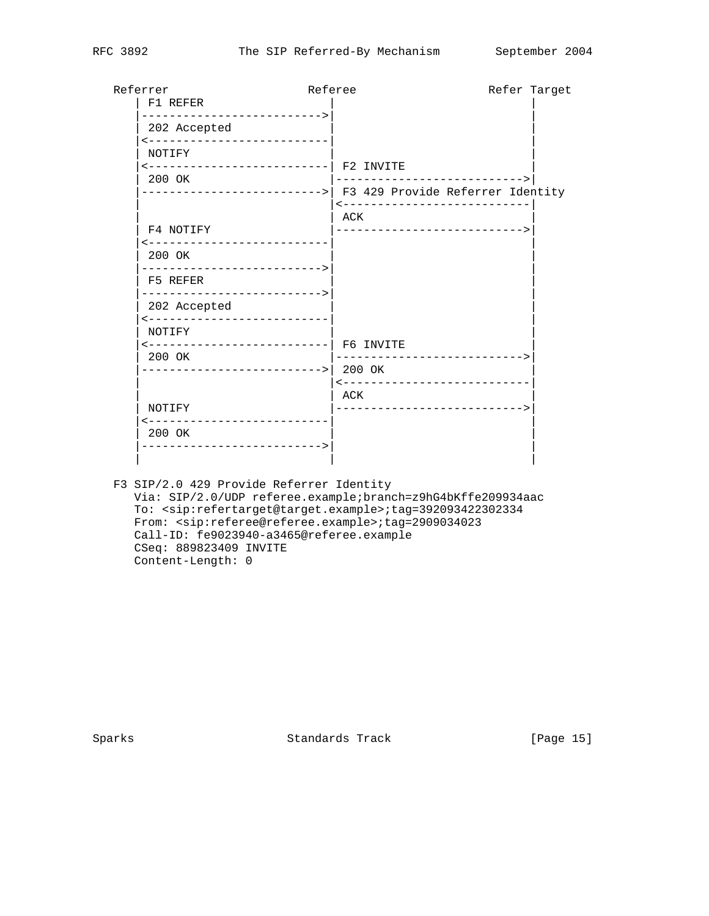```
   Referrer                     Referee                 Refer Target
     | F1 REFER                   |                           |
     |--------------------------->|                           |
     | 202 Accepted               |                           |
     |<---------------------------|                           |
     | NOTIFY                     |                           |
     |<---------------------------| F2 INVITE                 |
     | 200 OK                     |--------------------------->|
     |--------------------------->| F3 429 Provide Referrer Identity
     |                            |<---------------------------|
     |                            | ACK                       |
     | F4 NOTIFY                  |--------------------------->|
     |<---------------------------|                           |
     | 200 OK                     |                           |
     |--------------------------->|                           |
     | F5 REFER                   |                           |
     |--------------------------->|                           |
     | 202 Accepted               |                           |
     |<---------------------------|                           |
     | NOTIFY                     |                           |
     |<---------------------------| F6 INVITE                 |
     | 200 OK                     |--------------------------->|
     |--------------------------->| 200 OK                    |
     |                            |<---------------------------|
     |                            | ACK                       |
     | NOTIFY                     |--------------------------->|
     |<---------------------------|                           |
     | 200 OK                     |                           |
     |--------------------------->|                           |
     |                            |                           |
```

```
   F3 SIP/2.0 429 Provide Referrer Identity
      Via: SIP/2.0/UDP referee.example;branch=z9hG4bKffe209934aac
      To: <sip:refertarget@target.example>;tag=392093422302334
      From: <sip:referee@referee.example>;tag=2909034023
      Call-ID: fe9023940-a3465@referee.example
      CSeq: 889823409 INVITE
      Content-Length: 0
```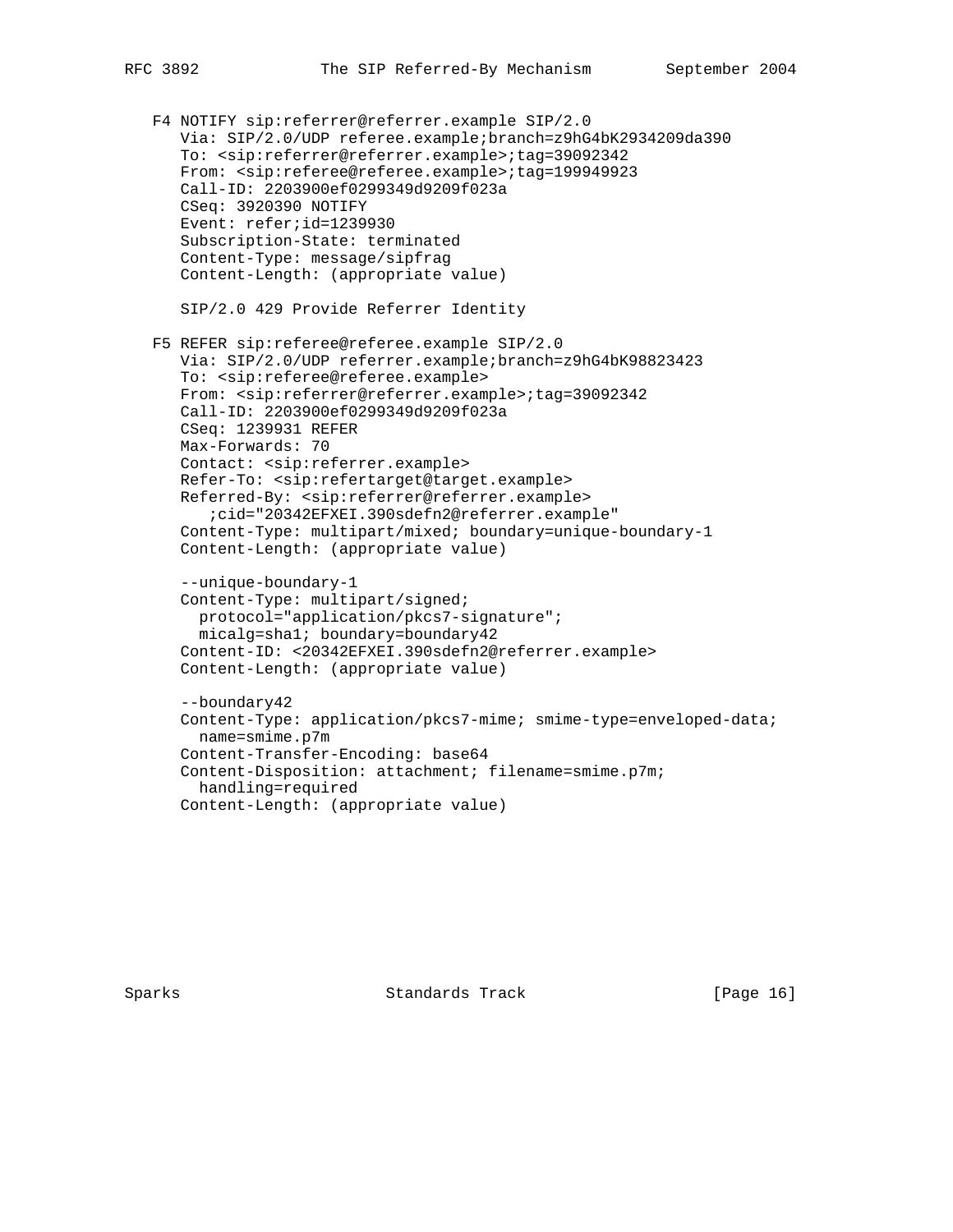```
   F4 NOTIFY sip:referrer@referrer.example SIP/2.0
      Via: SIP/2.0/UDP referee.example;branch=z9hG4bK2934209da390
      To: <sip:referrer@referrer.example>;tag=39092342
      From: <sip:referee@referee.example>;tag=199949923
      Call-ID: 2203900ef0299349d9209f023a
      CSeq: 3920390 NOTIFY
      Event: refer;id=1239930
      Subscription-State: terminated
      Content-Type: message/sipfrag
      Content-Length: (appropriate value)

      SIP/2.0 429 Provide Referrer Identity

   F5 REFER sip:referee@referee.example SIP/2.0
      Via: SIP/2.0/UDP referrer.example;branch=z9hG4bK98823423
      To: <sip:referee@referee.example>
      From: <sip:referrer@referrer.example>;tag=39092342
      Call-ID: 2203900ef0299349d9209f023a
      CSeq: 1239931 REFER
      Max-Forwards: 70
      Contact: <sip:referrer.example>
      Refer-To: <sip:refertarget@target.example>
      Referred-By: <sip:referrer@referrer.example>
         ;cid="20342EFXEI.390sdefn2@referrer.example"
      Content-Type: multipart/mixed; boundary=unique-boundary-1
      Content-Length: (appropriate value)

      --unique-boundary-1
      Content-Type: multipart/signed;
        protocol="application/pkcs7-signature";
        micalg=sha1; boundary=boundary42
      Content-ID: <20342EFXEI.390sdefn2@referrer.example>
      Content-Length: (appropriate value)

      --boundary42
      Content-Type: application/pkcs7-mime; smime-type=enveloped-data;
        name=smime.p7m
      Content-Transfer-Encoding: base64
      Content-Disposition: attachment; filename=smime.p7m;
        handling=required
      Content-Length: (appropriate value)
```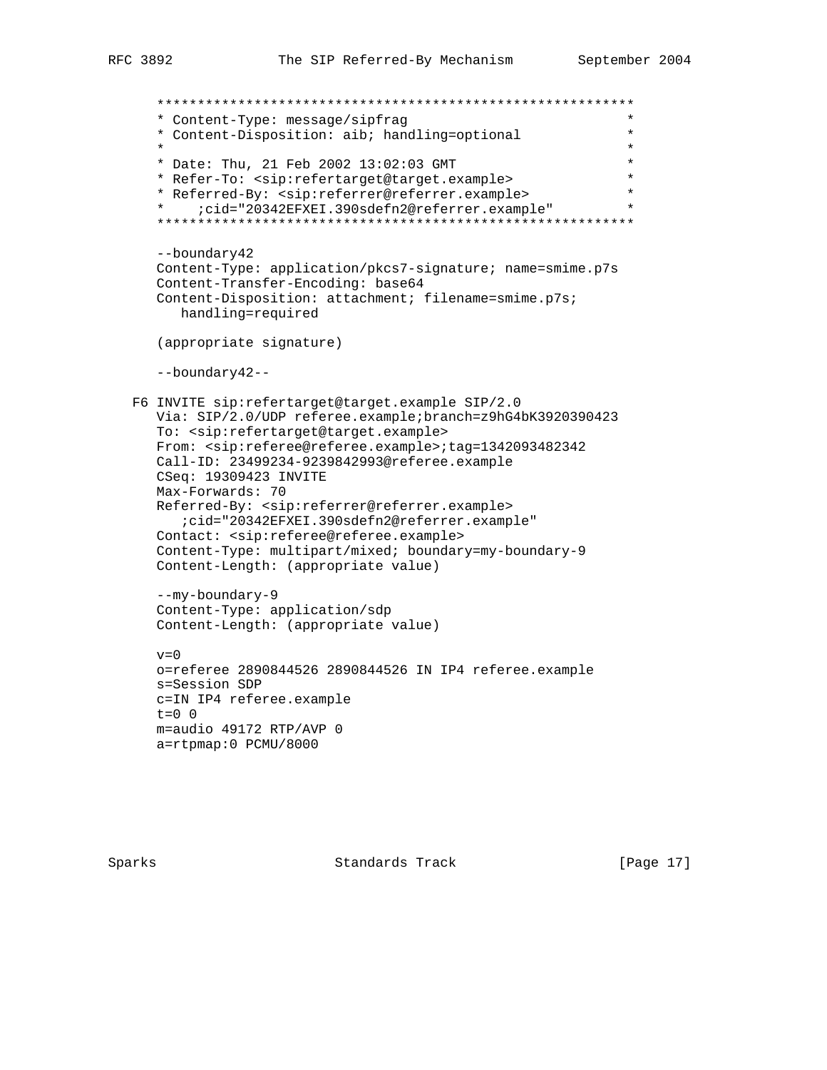```
      *********************************************************
      * Content-Type: message/sipfrag                         *
      * Content-Disposition: aib; handling=optional           *
      *                                                       *
      * Date: Thu, 21 Feb 2002 13:02:03 GMT                   *
      * Refer-To: <sip:refertarget@target.example>            *
      * Referred-By: <sip:referrer@referrer.example>          *
      *     ;cid="20342EFXEI.390sdefn2@referrer.example"      *
      *********************************************************

      --boundary42
      Content-Type: application/pkcs7-signature; name=smime.p7s
      Content-Transfer-Encoding: base64
      Content-Disposition: attachment; filename=smime.p7s;
         handling=required

      (appropriate signature)

      --boundary42--

   F6 INVITE sip:refertarget@target.example SIP/2.0
      Via: SIP/2.0/UDP referee.example;branch=z9hG4bK3920390423
      To: <sip:refertarget@target.example>
      From: <sip:referee@referee.example>;tag=1342093482342
      Call-ID: 23499234-9239842993@referee.example
      CSeq: 19309423 INVITE
      Max-Forwards: 70
      Referred-By: <sip:referrer@referrer.example>
         ;cid="20342EFXEI.390sdefn2@referrer.example"
      Contact: <sip:referee@referee.example>
      Content-Type: multipart/mixed; boundary=my-boundary-9
      Content-Length: (appropriate value)

      --my-boundary-9
      Content-Type: application/sdp
      Content-Length: (appropriate value)

      v=0
      o=referee 2890844526 2890844526 IN IP4 referee.example
      s=Session SDP
      c=IN IP4 referee.example
      t=0 0
      m=audio 49172 RTP/AVP 0
      a=rtpmap:0 PCMU/8000
```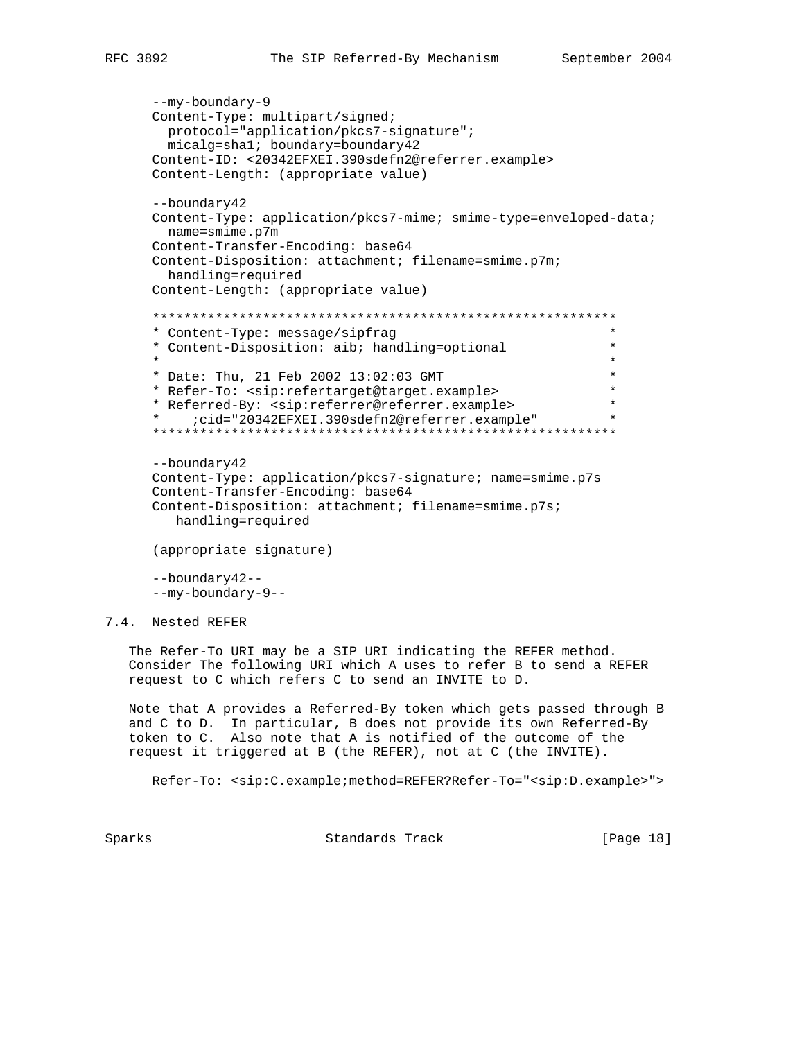```
--my-boundary-9
Content-Type: multipart/signed;
  protocol="application/pkcs7-signature";
  micalg=sha1; boundary=boundary42
Content-ID: <20342EFXEI.390sdefn2@referrer.example>
Content-Length: (appropriate value)

--boundary42
Content-Type: application/pkcs7-mime; smime-type=enveloped-data;
  name=smime.p7m
Content-Transfer-Encoding: base64
Content-Disposition: attachment; filename=smime.p7m;
  handling=required
Content-Length: (appropriate value)

**********************************************************
* Content-Type: message/sipfrag                          *
* Content-Disposition: aib; handling=optional            *
*                                                        *
* Date: Thu, 21 Feb 2002 13:02:03 GMT                    *
* Refer-To: <sip:refertarget@target.example>             *
* Referred-By: <sip:referrer@referrer.example>           *
*    ;cid="20342EFXEI.390sdefn2@referrer.example"        *
**********************************************************

--boundary42
Content-Type: application/pkcs7-signature; name=smime.p7s
Content-Transfer-Encoding: base64
Content-Disposition: attachment; filename=smime.p7s;
   handling=required

(appropriate signature)

--boundary42--
--my-boundary-9--
```

## 7.4. Nested REFER

The Refer-To URI may be a SIP URI indicating the REFER method. Consider The following URI which A uses to refer B to send a REFER request to C which refers C to send an INVITE to D.

Note that A provides a Referred-By token which gets passed through B and C to D. In particular, B does not provide its own Referred-By token to C. Also note that A is notified of the outcome of the request it triggered at B (the REFER), not at C (the INVITE).

```
Refer-To: <sip:C.example;method=REFER?Refer-To="<sip:D.example>">
```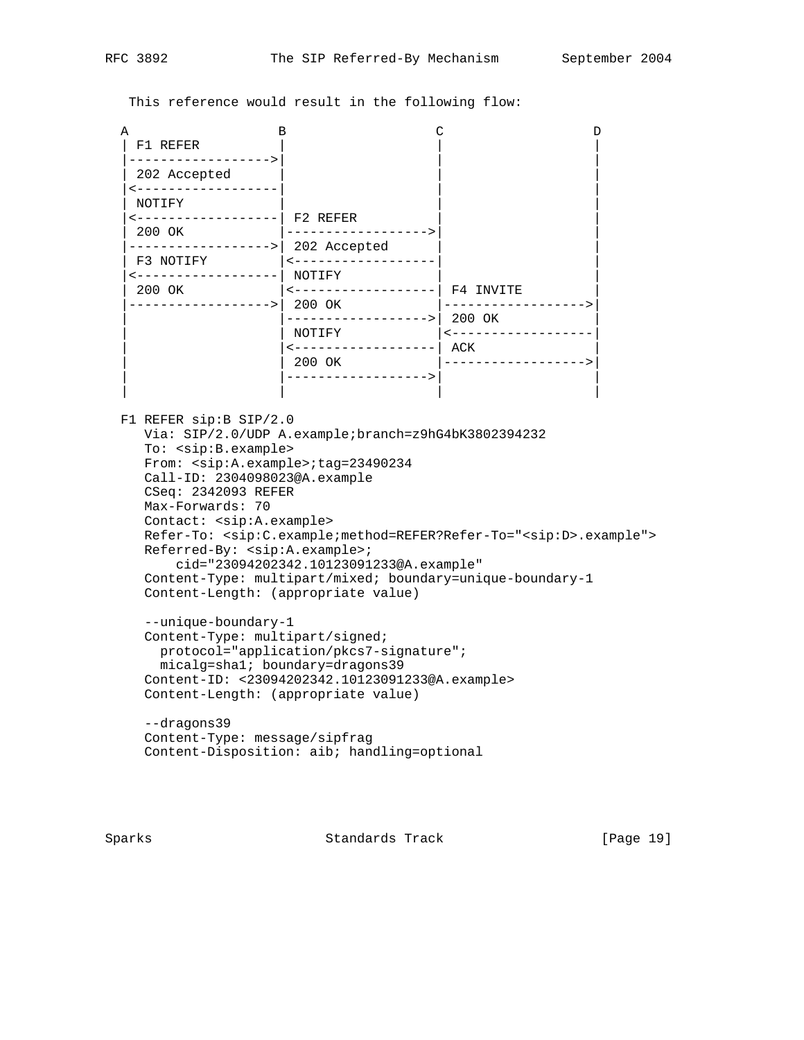This reference would result in the following flow:

```
A                   B                   C                   D
| F1 REFER          |                   |                   |
|------------------>|                   |                   |
| 202 Accepted      |                   |                   |
|<------------------|                   |                   |
| NOTIFY            |                   |                   |
|<------------------| F2 REFER          |                   |
| 200 OK            |------------------>|                   |
|------------------>| 202 Accepted      |                   |
| F3 NOTIFY         |<------------------|                   |
|<------------------| NOTIFY            |                   |
| 200 OK            |<------------------| F4 INVITE         |
|------------------>| 200 OK            |------------------>|
|                   |------------------>| 200 OK            |
|                   | NOTIFY            |<------------------|
|                   |<------------------| ACK               |
|                   | 200 OK            |------------------>|
|                   |------------------>|                   |
|                   |                   |                   |
```

```
F1 REFER sip:B SIP/2.0
   Via: SIP/2.0/UDP A.example;branch=z9hG4bK3802394232
   To: <sip:B.example>
   From: <sip:A.example>;tag=23490234
   Call-ID: 2304098023@A.example
   CSeq: 2342093 REFER
   Max-Forwards: 70
   Contact: <sip:A.example>
   Refer-To: <sip:C.example;method=REFER?Refer-To="<sip:D>.example">
   Referred-By: <sip:A.example>;
        cid="23094202342.10123091233@A.example"
   Content-Type: multipart/mixed; boundary=unique-boundary-1
   Content-Length: (appropriate value)

   --unique-boundary-1
   Content-Type: multipart/signed;
     protocol="application/pkcs7-signature";
     micalg=sha1; boundary=dragons39
   Content-ID: <23094202342.10123091233@A.example>
   Content-Length: (appropriate value)

   --dragons39
   Content-Type: message/sipfrag
   Content-Disposition: aib; handling=optional
```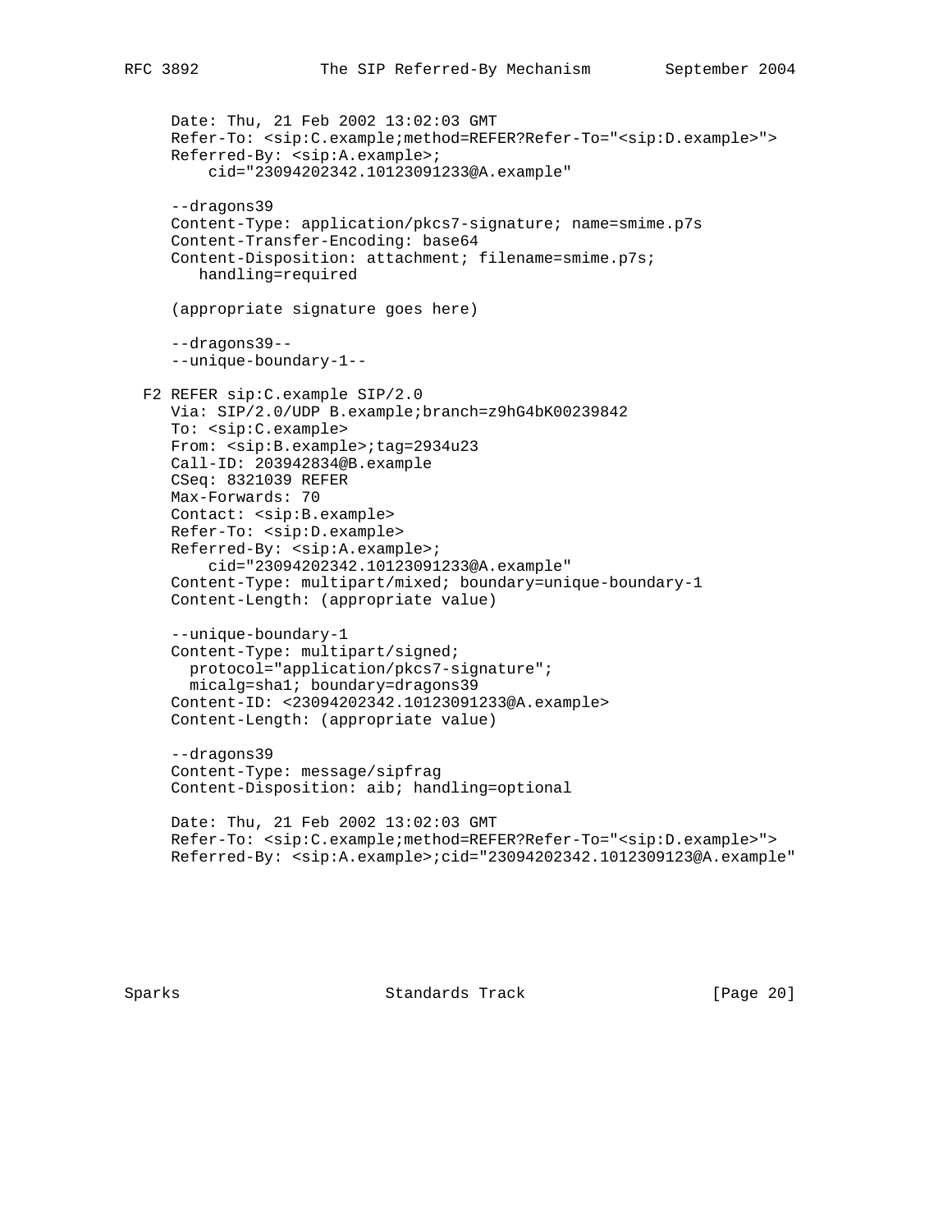```
   Date: Thu, 21 Feb 2002 13:02:03 GMT
   Refer-To: <sip:C.example;method=REFER?Refer-To="<sip:D.example>">
   Referred-By: <sip:A.example>;
       cid="23094202342.10123091233@A.example"

   --dragons39
   Content-Type: application/pkcs7-signature; name=smime.p7s
   Content-Transfer-Encoding: base64
   Content-Disposition: attachment; filename=smime.p7s;
      handling=required

   (appropriate signature goes here)

   --dragons39--
   --unique-boundary-1--

F2 REFER sip:C.example SIP/2.0
   Via: SIP/2.0/UDP B.example;branch=z9hG4bK00239842
   To: <sip:C.example>
   From: <sip:B.example>;tag=2934u23
   Call-ID: 203942834@B.example
   CSeq: 8321039 REFER
   Max-Forwards: 70
   Contact: <sip:B.example>
   Refer-To: <sip:D.example>
   Referred-By: <sip:A.example>;
       cid="23094202342.10123091233@A.example"
   Content-Type: multipart/mixed; boundary=unique-boundary-1
   Content-Length: (appropriate value)

   --unique-boundary-1
   Content-Type: multipart/signed;
     protocol="application/pkcs7-signature";
     micalg=sha1; boundary=dragons39
   Content-ID: <23094202342.10123091233@A.example>
   Content-Length: (appropriate value)

   --dragons39
   Content-Type: message/sipfrag
   Content-Disposition: aib; handling=optional

   Date: Thu, 21 Feb 2002 13:02:03 GMT
   Refer-To: <sip:C.example;method=REFER?Refer-To="<sip:D.example>">
   Referred-By: <sip:A.example>;cid="23094202342.1012309123@A.example"
```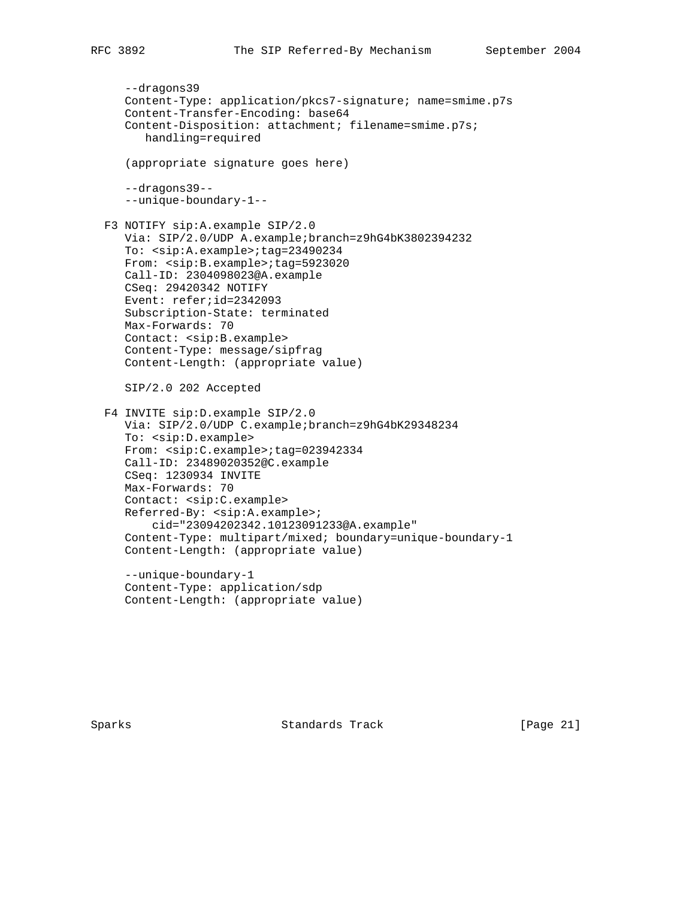```
   --dragons39
   Content-Type: application/pkcs7-signature; name=smime.p7s
   Content-Transfer-Encoding: base64
   Content-Disposition: attachment; filename=smime.p7s;
      handling=required

   (appropriate signature goes here)

   --dragons39--
   --unique-boundary-1--

F3 NOTIFY sip:A.example SIP/2.0
   Via: SIP/2.0/UDP A.example;branch=z9hG4bK3802394232
   To: <sip:A.example>;tag=23490234
   From: <sip:B.example>;tag=5923020
   Call-ID: 2304098023@A.example
   CSeq: 29420342 NOTIFY
   Event: refer;id=2342093
   Subscription-State: terminated
   Max-Forwards: 70
   Contact: <sip:B.example>
   Content-Type: message/sipfrag
   Content-Length: (appropriate value)

   SIP/2.0 202 Accepted

F4 INVITE sip:D.example SIP/2.0
   Via: SIP/2.0/UDP C.example;branch=z9hG4bK29348234
   To: <sip:D.example>
   From: <sip:C.example>;tag=023942334
   Call-ID: 23489020352@C.example
   CSeq: 1230934 INVITE
   Max-Forwards: 70
   Contact: <sip:C.example>
   Referred-By: <sip:A.example>;
       cid="23094202342.10123091233@A.example"
   Content-Type: multipart/mixed; boundary=unique-boundary-1
   Content-Length: (appropriate value)

   --unique-boundary-1
   Content-Type: application/sdp
   Content-Length: (appropriate value)
```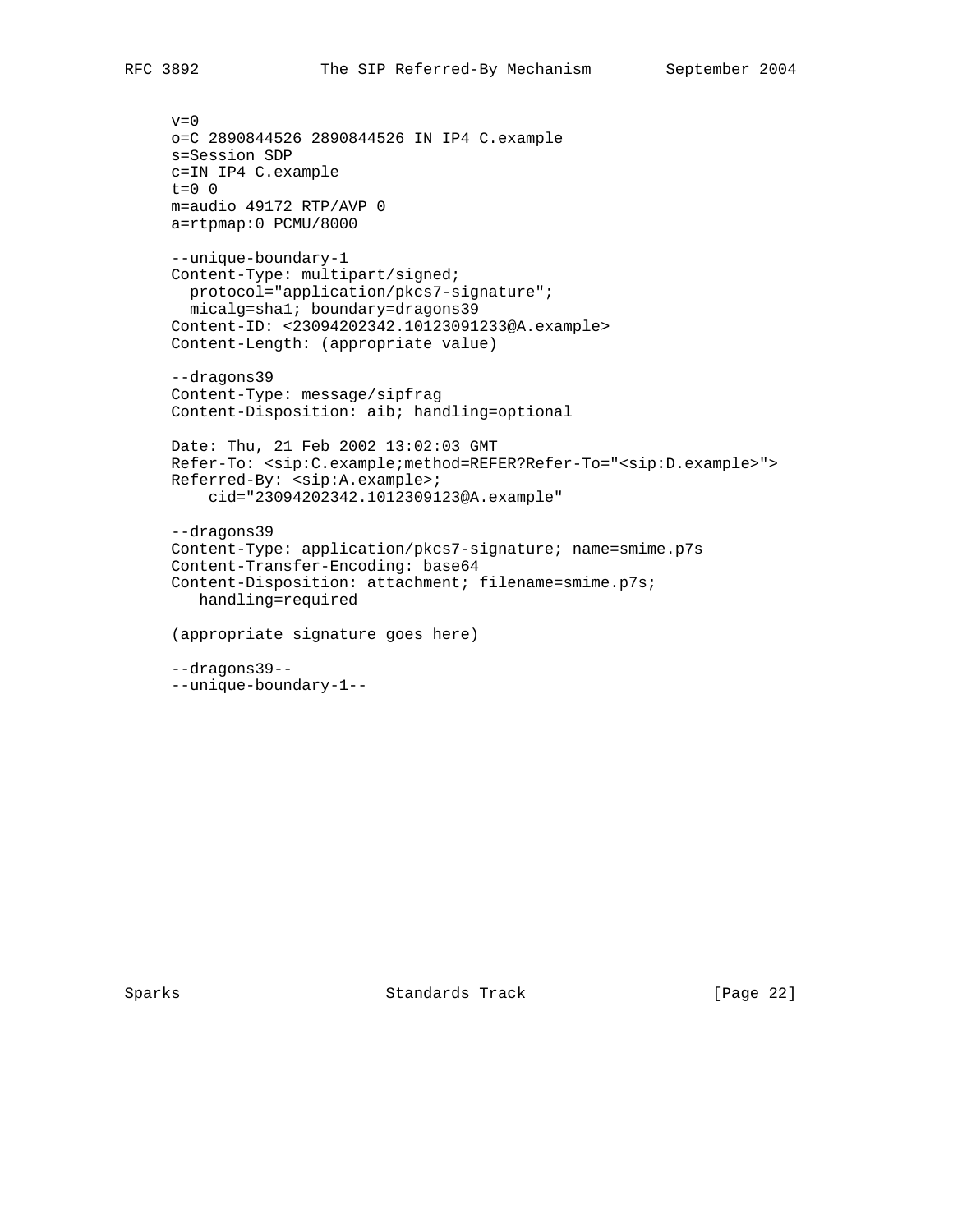```
v=0
o=C 2890844526 2890844526 IN IP4 C.example
s=Session SDP
c=IN IP4 C.example
t=0 0
m=audio 49172 RTP/AVP 0
a=rtpmap:0 PCMU/8000

--unique-boundary-1
Content-Type: multipart/signed;
  protocol="application/pkcs7-signature";
  micalg=sha1; boundary=dragons39
Content-ID: <23094202342.10123091233@A.example>
Content-Length: (appropriate value)

--dragons39
Content-Type: message/sipfrag
Content-Disposition: aib; handling=optional

Date: Thu, 21 Feb 2002 13:02:03 GMT
Refer-To: <sip:C.example;method=REFER?Refer-To="<sip:D.example>">
Referred-By: <sip:A.example>;
    cid="23094202342.1012309123@A.example"

--dragons39
Content-Type: application/pkcs7-signature; name=smime.p7s
Content-Transfer-Encoding: base64
Content-Disposition: attachment; filename=smime.p7s;
   handling=required

(appropriate signature goes here)

--dragons39--
--unique-boundary-1--
```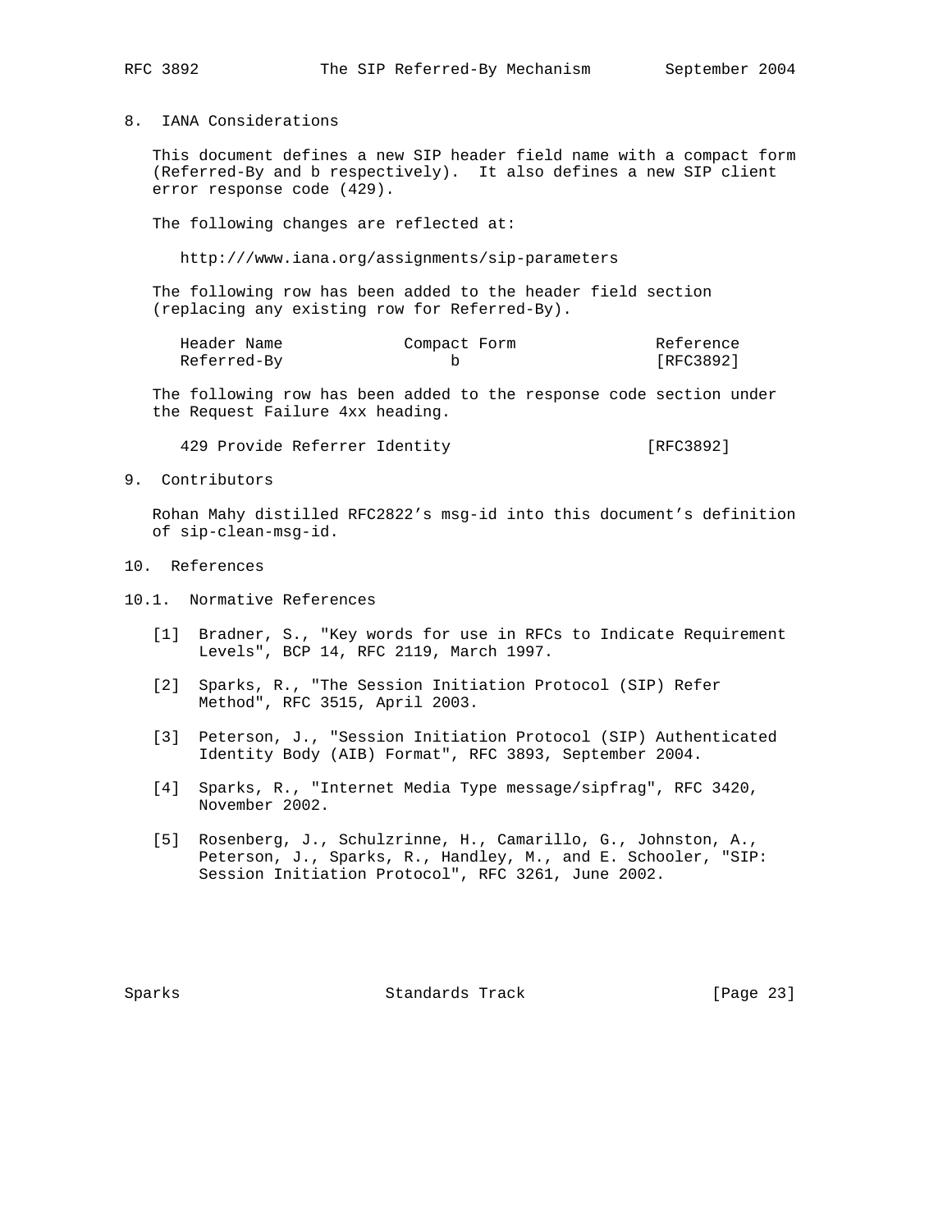## 8. IANA Considerations

This document defines a new SIP header field name with a compact form (Referred-By and b respectively). It also defines a new SIP client error response code (429).

The following changes are reflected at:

http:///www.iana.org/assignments/sip-parameters

The following row has been added to the header field section (replacing any existing row for Referred-By).

| Header Name | Compact Form | Reference |
|---|---|---|
| Referred-By | b | [RFC3892] |

The following row has been added to the response code section under the Request Failure 4xx heading.

| | |
|---|---|
| 429 Provide Referrer Identity | [RFC3892] |

## 9. Contributors

Rohan Mahy distilled RFC2822's msg-id into this document's definition of sip-clean-msg-id.

## 10. References

### 10.1. Normative References

[1] Bradner, S., "Key words for use in RFCs to Indicate Requirement Levels", BCP 14, RFC 2119, March 1997.

[2] Sparks, R., "The Session Initiation Protocol (SIP) Refer Method", RFC 3515, April 2003.

[3] Peterson, J., "Session Initiation Protocol (SIP) Authenticated Identity Body (AIB) Format", RFC 3893, September 2004.

[4] Sparks, R., "Internet Media Type message/sipfrag", RFC 3420, November 2002.

[5] Rosenberg, J., Schulzrinne, H., Camarillo, G., Johnston, A., Peterson, J., Sparks, R., Handley, M., and E. Schooler, "SIP: Session Initiation Protocol", RFC 3261, June 2002.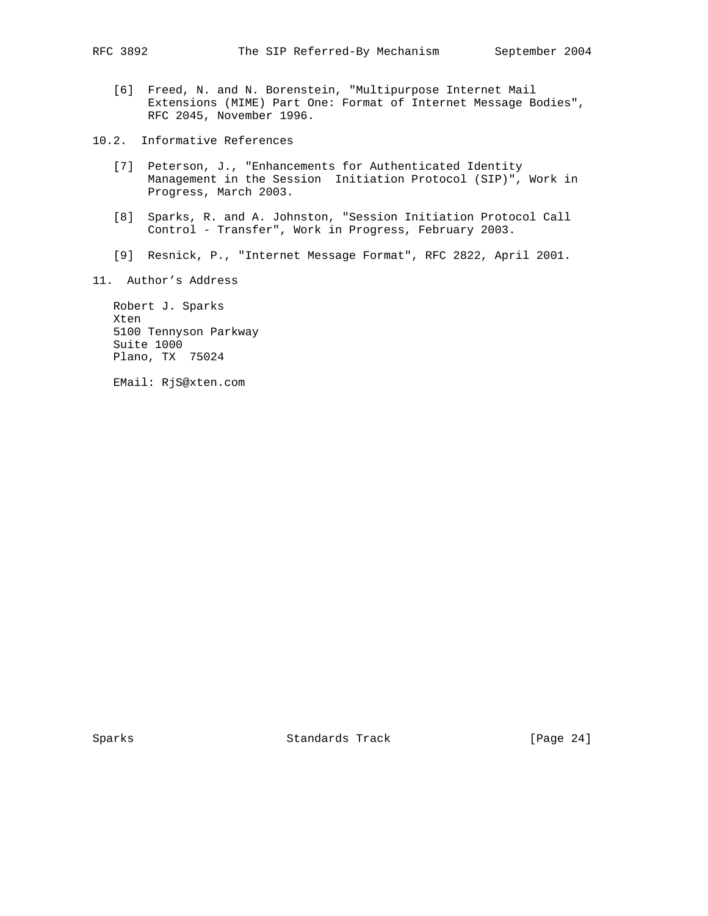[6] Freed, N. and N. Borenstein, "Multipurpose Internet Mail Extensions (MIME) Part One: Format of Internet Message Bodies", RFC 2045, November 1996.

## 10.2. Informative References

[7] Peterson, J., "Enhancements for Authenticated Identity Management in the Session  Initiation Protocol (SIP)", Work in Progress, March 2003.

[8] Sparks, R. and A. Johnston, "Session Initiation Protocol Call Control - Transfer", Work in Progress, February 2003.

[9] Resnick, P., "Internet Message Format", RFC 2822, April 2001.

# 11. Author's Address

Robert J. Sparks
Xten
5100 Tennyson Parkway
Suite 1000
Plano, TX  75024

EMail: RjS@xten.com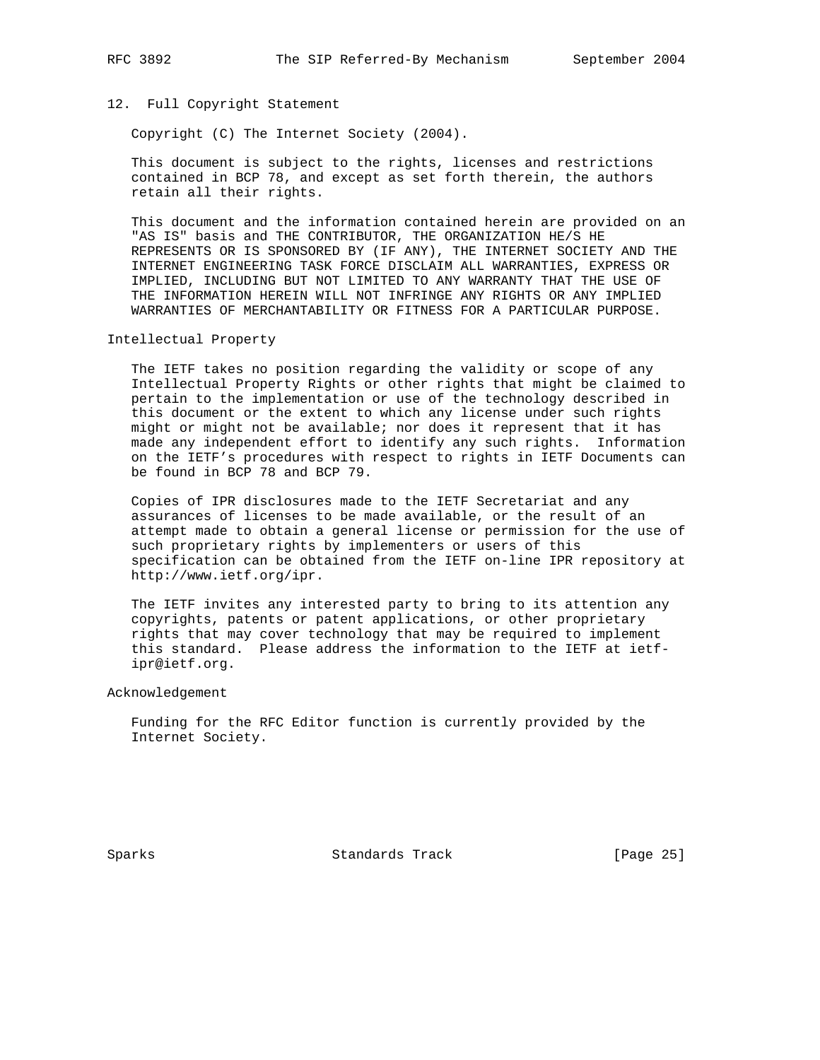## 12. Full Copyright Statement

Copyright (C) The Internet Society (2004).

This document is subject to the rights, licenses and restrictions contained in BCP 78, and except as set forth therein, the authors retain all their rights.

This document and the information contained herein are provided on an "AS IS" basis and THE CONTRIBUTOR, THE ORGANIZATION HE/S HE REPRESENTS OR IS SPONSORED BY (IF ANY), THE INTERNET SOCIETY AND THE INTERNET ENGINEERING TASK FORCE DISCLAIM ALL WARRANTIES, EXPRESS OR IMPLIED, INCLUDING BUT NOT LIMITED TO ANY WARRANTY THAT THE USE OF THE INFORMATION HEREIN WILL NOT INFRINGE ANY RIGHTS OR ANY IMPLIED WARRANTIES OF MERCHANTABILITY OR FITNESS FOR A PARTICULAR PURPOSE.

## Intellectual Property

The IETF takes no position regarding the validity or scope of any Intellectual Property Rights or other rights that might be claimed to pertain to the implementation or use of the technology described in this document or the extent to which any license under such rights might or might not be available; nor does it represent that it has made any independent effort to identify any such rights. Information on the IETF's procedures with respect to rights in IETF Documents can be found in BCP 78 and BCP 79.

Copies of IPR disclosures made to the IETF Secretariat and any assurances of licenses to be made available, or the result of an attempt made to obtain a general license or permission for the use of such proprietary rights by implementers or users of this specification can be obtained from the IETF on-line IPR repository at http://www.ietf.org/ipr.

The IETF invites any interested party to bring to its attention any copyrights, patents or patent applications, or other proprietary rights that may cover technology that may be required to implement this standard. Please address the information to the IETF at ietf-ipr@ietf.org.

## Acknowledgement

Funding for the RFC Editor function is currently provided by the Internet Society.